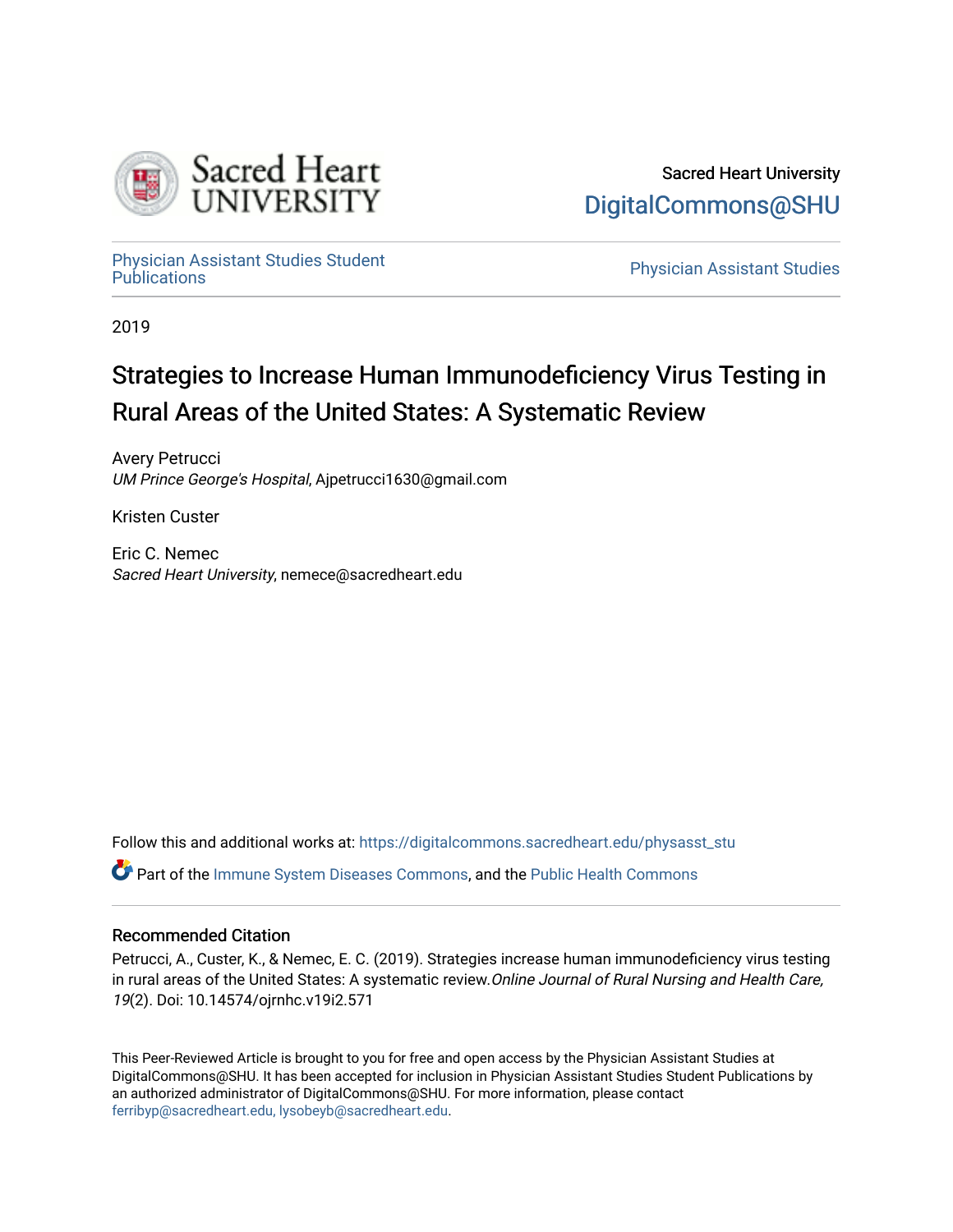Sacred Heart University

DigitalCommons@SHU

Physician Assistant Studies Student Publications

Physician Assistant Studies

2019

# Strategies to Increase Human Immunodeficiency Virus Testing in Rural Areas of the United States: A Systematic Review

Avery Petrucci
*UM Prince George's Hospital*, Ajpetrucci1630@gmail.com

Kristen Custer

Eric C. Nemec
*Sacred Heart University*, nemece@sacredheart.edu

Follow this and additional works at: https://digitalcommons.sacredheart.edu/physasst_stu

Part of the Immune System Diseases Commons, and the Public Health Commons

## Recommended Citation

Petrucci, A., Custer, K., & Nemec, E. C. (2019). Strategies increase human immunodeficiency virus testing in rural areas of the United States: A systematic review.*Online Journal of Rural Nursing and Health Care, 19*(2). Doi: 10.14574/ojrnhc.v19i2.571

This Peer-Reviewed Article is brought to you for free and open access by the Physician Assistant Studies at DigitalCommons@SHU. It has been accepted for inclusion in Physician Assistant Studies Student Publications by an authorized administrator of DigitalCommons@SHU. For more information, please contact ferribyp@sacredheart.edu, lysobeyb@sacredheart.edu.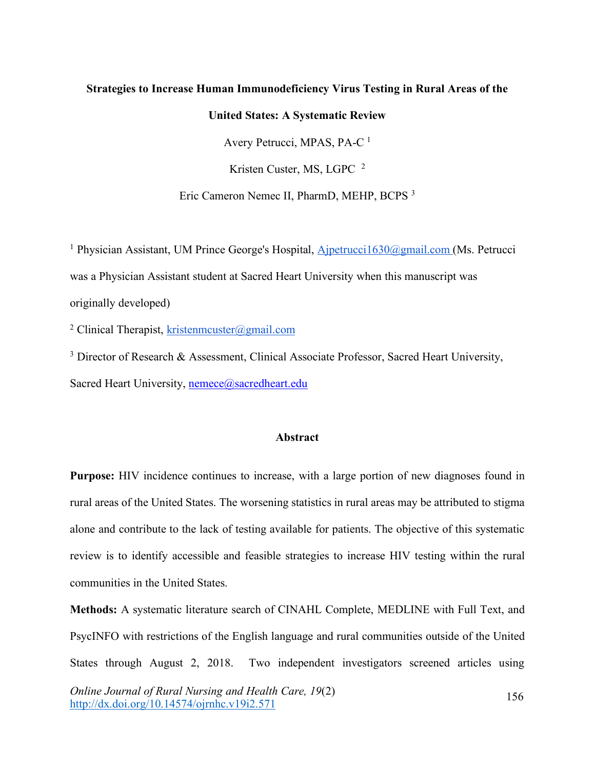# Strategies to Increase Human Immunodeficiency Virus Testing in Rural Areas of the United States: A Systematic Review

Avery Petrucci, MPAS, PA-C [1]

Kristen Custer, MS, LGPC [2]

Eric Cameron Nemec II, PharmD, MEHP, BCPS [3]

[1] Physician Assistant, UM Prince George's Hospital, Ajpetrucci1630@gmail.com (Ms. Petrucci was a Physician Assistant student at Sacred Heart University when this manuscript was originally developed)

[2] Clinical Therapist, kristenmcuster@gmail.com

[3] Director of Research & Assessment, Clinical Associate Professor, Sacred Heart University, Sacred Heart University, nemece@sacredheart.edu

## Abstract

**Purpose:** HIV incidence continues to increase, with a large portion of new diagnoses found in rural areas of the United States. The worsening statistics in rural areas may be attributed to stigma alone and contribute to the lack of testing available for patients. The objective of this systematic review is to identify accessible and feasible strategies to increase HIV testing within the rural communities in the United States.

**Methods:** A systematic literature search of CINAHL Complete, MEDLINE with Full Text, and PsycINFO with restrictions of the English language and rural communities outside of the United States through August 2, 2018. Two independent investigators screened articles using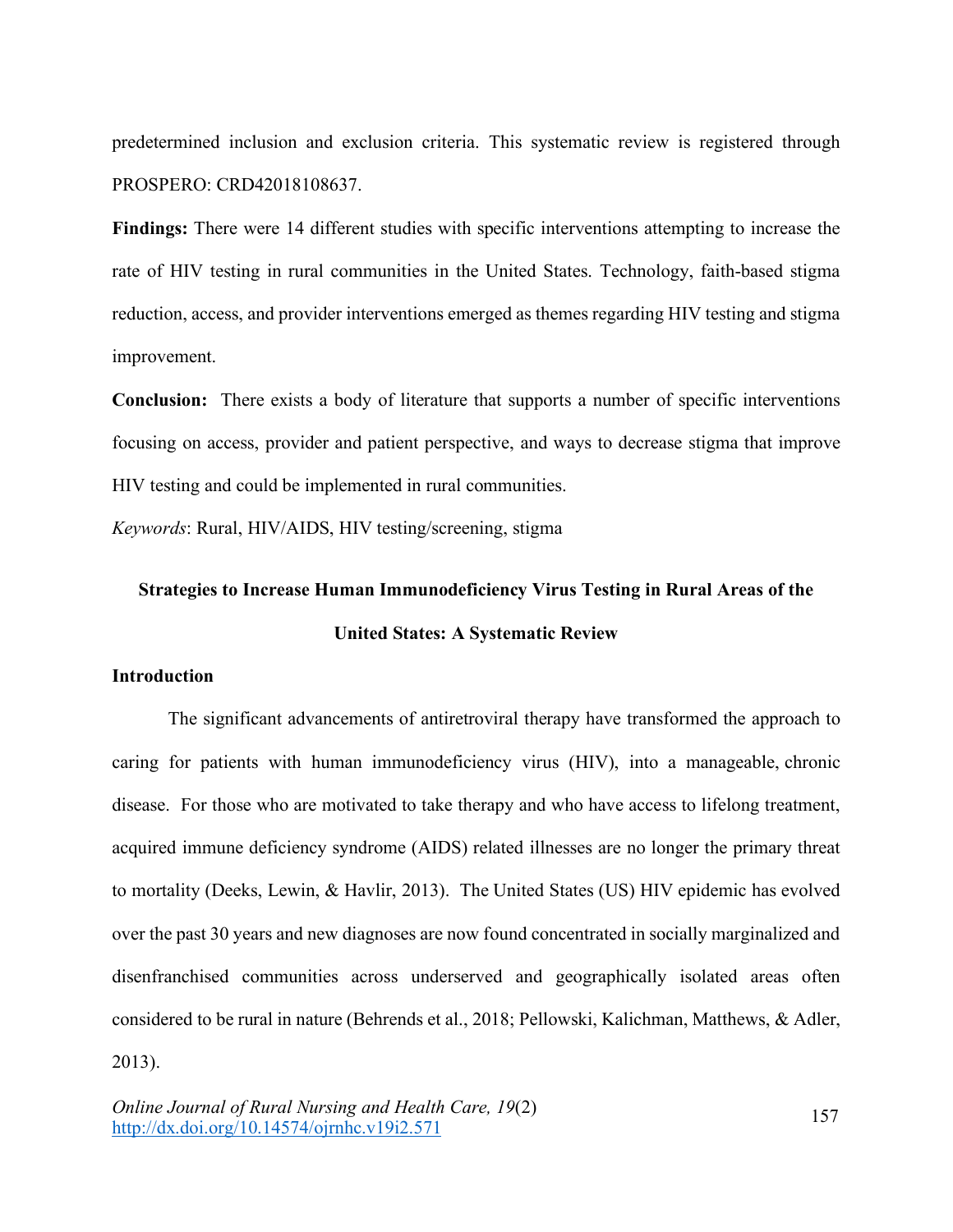predetermined inclusion and exclusion criteria. This systematic review is registered through PROSPERO: CRD42018108637.

**Findings:** There were 14 different studies with specific interventions attempting to increase the rate of HIV testing in rural communities in the United States. Technology, faith-based stigma reduction, access, and provider interventions emerged as themes regarding HIV testing and stigma improvement.

**Conclusion:** There exists a body of literature that supports a number of specific interventions focusing on access, provider and patient perspective, and ways to decrease stigma that improve HIV testing and could be implemented in rural communities.

*Keywords*: Rural, HIV/AIDS, HIV testing/screening, stigma

## Strategies to Increase Human Immunodeficiency Virus Testing in Rural Areas of the United States: A Systematic Review

### Introduction

The significant advancements of antiretroviral therapy have transformed the approach to caring for patients with human immunodeficiency virus (HIV), into a manageable, chronic disease. For those who are motivated to take therapy and who have access to lifelong treatment, acquired immune deficiency syndrome (AIDS) related illnesses are no longer the primary threat to mortality (Deeks, Lewin, & Havlir, 2013). The United States (US) HIV epidemic has evolved over the past 30 years and new diagnoses are now found concentrated in socially marginalized and disenfranchised communities across underserved and geographically isolated areas often considered to be rural in nature (Behrends et al., 2018; Pellowski, Kalichman, Matthews, & Adler, 2013).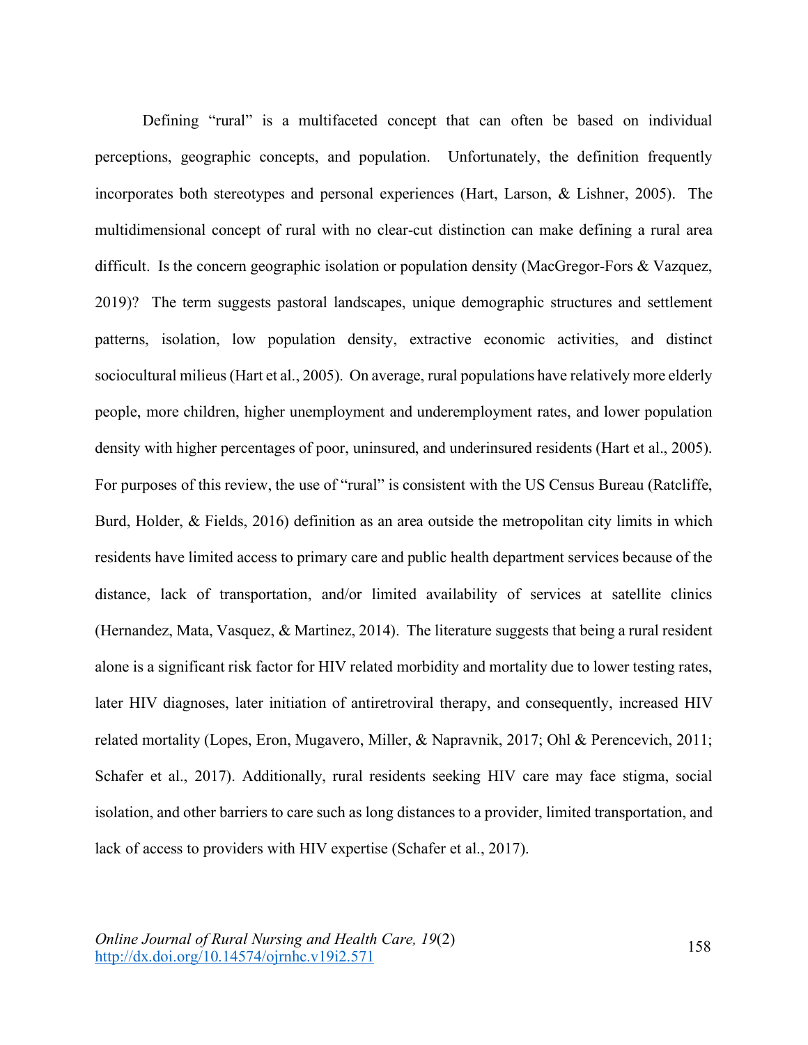Defining "rural" is a multifaceted concept that can often be based on individual perceptions, geographic concepts, and population. Unfortunately, the definition frequently incorporates both stereotypes and personal experiences (Hart, Larson, & Lishner, 2005). The multidimensional concept of rural with no clear-cut distinction can make defining a rural area difficult. Is the concern geographic isolation or population density (MacGregor-Fors & Vazquez, 2019)? The term suggests pastoral landscapes, unique demographic structures and settlement patterns, isolation, low population density, extractive economic activities, and distinct sociocultural milieus (Hart et al., 2005). On average, rural populations have relatively more elderly people, more children, higher unemployment and underemployment rates, and lower population density with higher percentages of poor, uninsured, and underinsured residents (Hart et al., 2005). For purposes of this review, the use of "rural" is consistent with the US Census Bureau (Ratcliffe, Burd, Holder, & Fields, 2016) definition as an area outside the metropolitan city limits in which residents have limited access to primary care and public health department services because of the distance, lack of transportation, and/or limited availability of services at satellite clinics (Hernandez, Mata, Vasquez, & Martinez, 2014). The literature suggests that being a rural resident alone is a significant risk factor for HIV related morbidity and mortality due to lower testing rates, later HIV diagnoses, later initiation of antiretroviral therapy, and consequently, increased HIV related mortality (Lopes, Eron, Mugavero, Miller, & Napravnik, 2017; Ohl & Perencevich, 2011; Schafer et al., 2017). Additionally, rural residents seeking HIV care may face stigma, social isolation, and other barriers to care such as long distances to a provider, limited transportation, and lack of access to providers with HIV expertise (Schafer et al., 2017).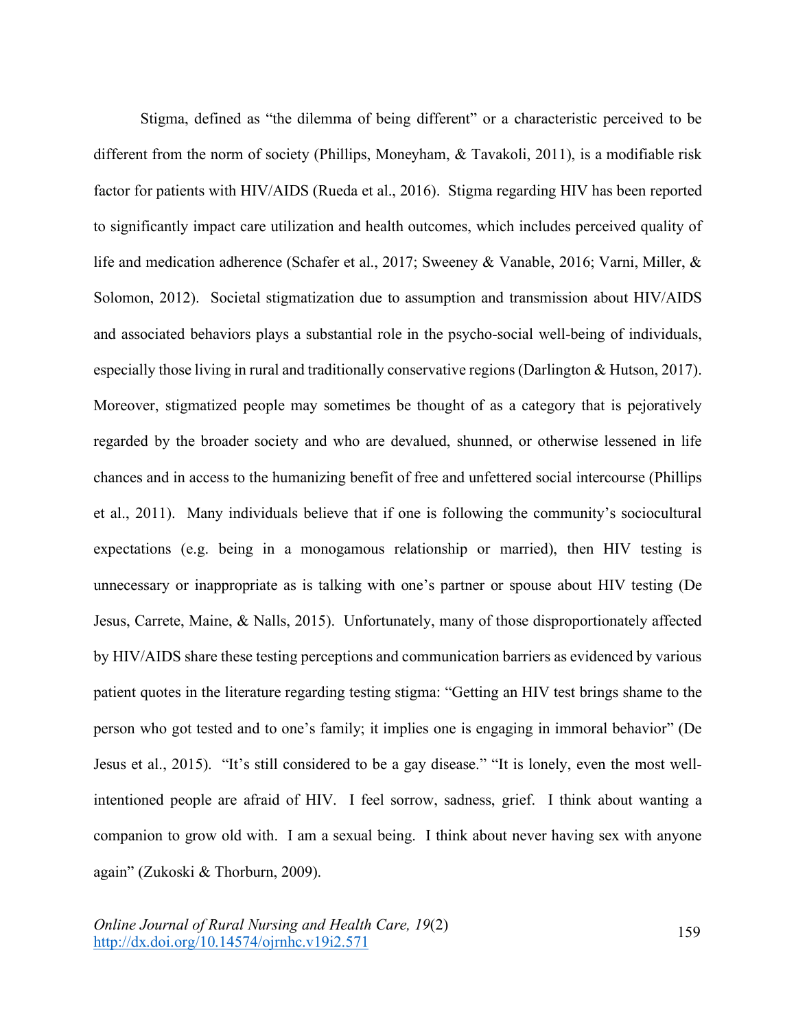Stigma, defined as "the dilemma of being different" or a characteristic perceived to be different from the norm of society (Phillips, Moneyham, & Tavakoli, 2011), is a modifiable risk factor for patients with HIV/AIDS (Rueda et al., 2016). Stigma regarding HIV has been reported to significantly impact care utilization and health outcomes, which includes perceived quality of life and medication adherence (Schafer et al., 2017; Sweeney & Vanable, 2016; Varni, Miller, & Solomon, 2012). Societal stigmatization due to assumption and transmission about HIV/AIDS and associated behaviors plays a substantial role in the psycho-social well-being of individuals, especially those living in rural and traditionally conservative regions (Darlington & Hutson, 2017). Moreover, stigmatized people may sometimes be thought of as a category that is pejoratively regarded by the broader society and who are devalued, shunned, or otherwise lessened in life chances and in access to the humanizing benefit of free and unfettered social intercourse (Phillips et al., 2011). Many individuals believe that if one is following the community's sociocultural expectations (e.g. being in a monogamous relationship or married), then HIV testing is unnecessary or inappropriate as is talking with one's partner or spouse about HIV testing (De Jesus, Carrete, Maine, & Nalls, 2015). Unfortunately, many of those disproportionately affected by HIV/AIDS share these testing perceptions and communication barriers as evidenced by various patient quotes in the literature regarding testing stigma: "Getting an HIV test brings shame to the person who got tested and to one's family; it implies one is engaging in immoral behavior" (De Jesus et al., 2015). "It's still considered to be a gay disease." "It is lonely, even the most well-intentioned people are afraid of HIV. I feel sorrow, sadness, grief. I think about wanting a companion to grow old with. I am a sexual being. I think about never having sex with anyone again" (Zukoski & Thorburn, 2009).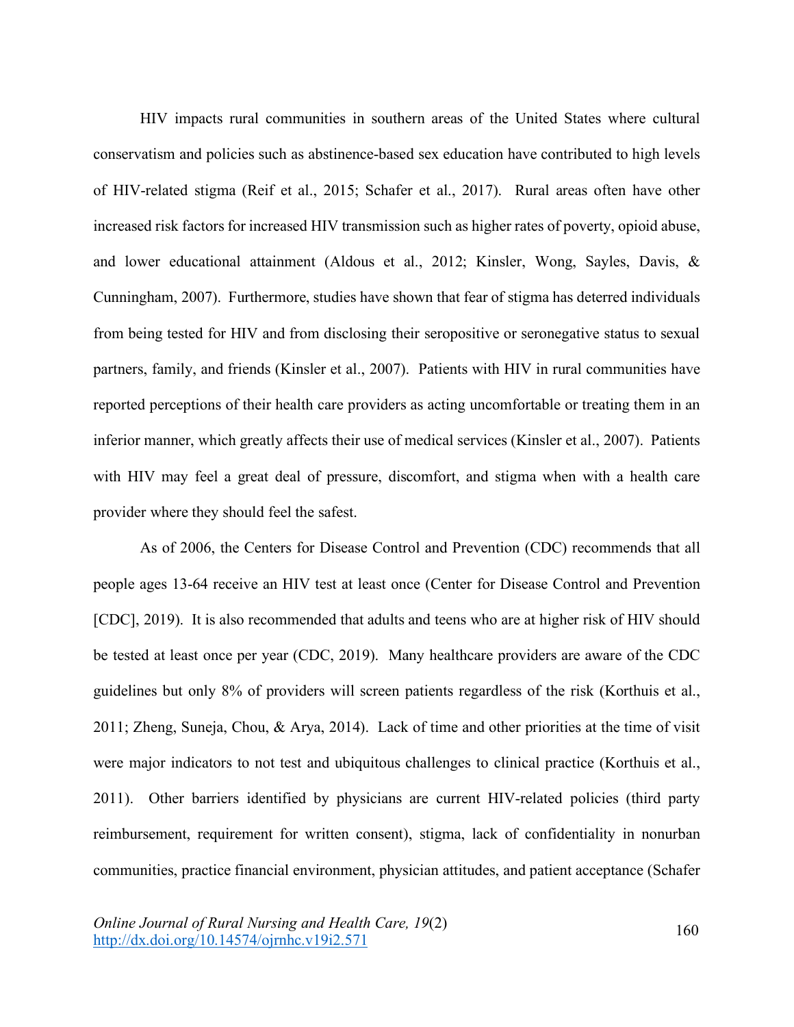HIV impacts rural communities in southern areas of the United States where cultural conservatism and policies such as abstinence-based sex education have contributed to high levels of HIV-related stigma (Reif et al., 2015; Schafer et al., 2017). Rural areas often have other increased risk factors for increased HIV transmission such as higher rates of poverty, opioid abuse, and lower educational attainment (Aldous et al., 2012; Kinsler, Wong, Sayles, Davis, & Cunningham, 2007). Furthermore, studies have shown that fear of stigma has deterred individuals from being tested for HIV and from disclosing their seropositive or seronegative status to sexual partners, family, and friends (Kinsler et al., 2007). Patients with HIV in rural communities have reported perceptions of their health care providers as acting uncomfortable or treating them in an inferior manner, which greatly affects their use of medical services (Kinsler et al., 2007). Patients with HIV may feel a great deal of pressure, discomfort, and stigma when with a health care provider where they should feel the safest.

As of 2006, the Centers for Disease Control and Prevention (CDC) recommends that all people ages 13-64 receive an HIV test at least once (Center for Disease Control and Prevention [CDC], 2019). It is also recommended that adults and teens who are at higher risk of HIV should be tested at least once per year (CDC, 2019). Many healthcare providers are aware of the CDC guidelines but only 8% of providers will screen patients regardless of the risk (Korthuis et al., 2011; Zheng, Suneja, Chou, & Arya, 2014). Lack of time and other priorities at the time of visit were major indicators to not test and ubiquitous challenges to clinical practice (Korthuis et al., 2011). Other barriers identified by physicians are current HIV-related policies (third party reimbursement, requirement for written consent), stigma, lack of confidentiality in nonurban communities, practice financial environment, physician attitudes, and patient acceptance (Schafer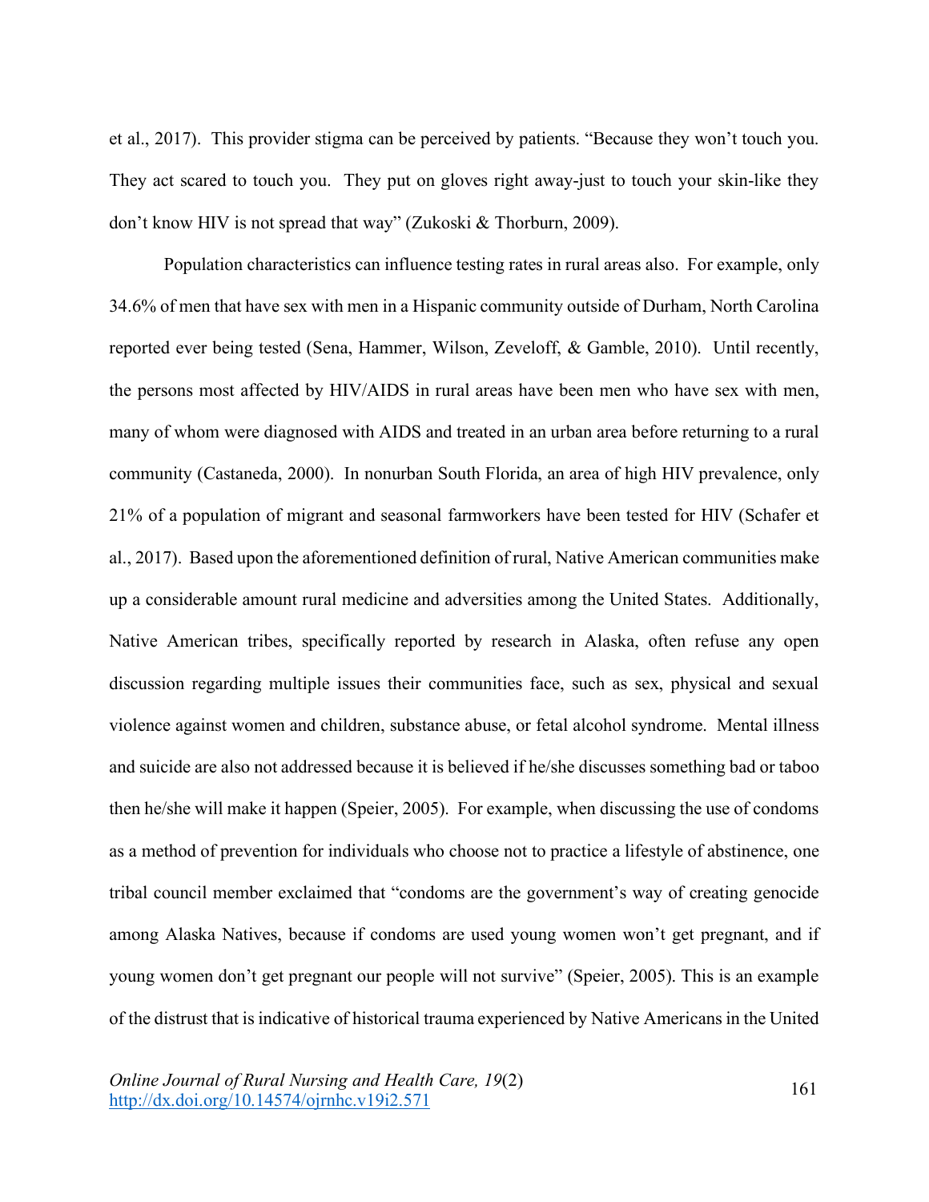et al., 2017). This provider stigma can be perceived by patients. "Because they won't touch you. They act scared to touch you. They put on gloves right away-just to touch your skin-like they don't know HIV is not spread that way" (Zukoski & Thorburn, 2009).

Population characteristics can influence testing rates in rural areas also. For example, only 34.6% of men that have sex with men in a Hispanic community outside of Durham, North Carolina reported ever being tested (Sena, Hammer, Wilson, Zeveloff, & Gamble, 2010). Until recently, the persons most affected by HIV/AIDS in rural areas have been men who have sex with men, many of whom were diagnosed with AIDS and treated in an urban area before returning to a rural community (Castaneda, 2000). In nonurban South Florida, an area of high HIV prevalence, only 21% of a population of migrant and seasonal farmworkers have been tested for HIV (Schafer et al., 2017). Based upon the aforementioned definition of rural, Native American communities make up a considerable amount rural medicine and adversities among the United States. Additionally, Native American tribes, specifically reported by research in Alaska, often refuse any open discussion regarding multiple issues their communities face, such as sex, physical and sexual violence against women and children, substance abuse, or fetal alcohol syndrome. Mental illness and suicide are also not addressed because it is believed if he/she discusses something bad or taboo then he/she will make it happen (Speier, 2005). For example, when discussing the use of condoms as a method of prevention for individuals who choose not to practice a lifestyle of abstinence, one tribal council member exclaimed that "condoms are the government's way of creating genocide among Alaska Natives, because if condoms are used young women won't get pregnant, and if young women don't get pregnant our people will not survive" (Speier, 2005). This is an example of the distrust that is indicative of historical trauma experienced by Native Americans in the United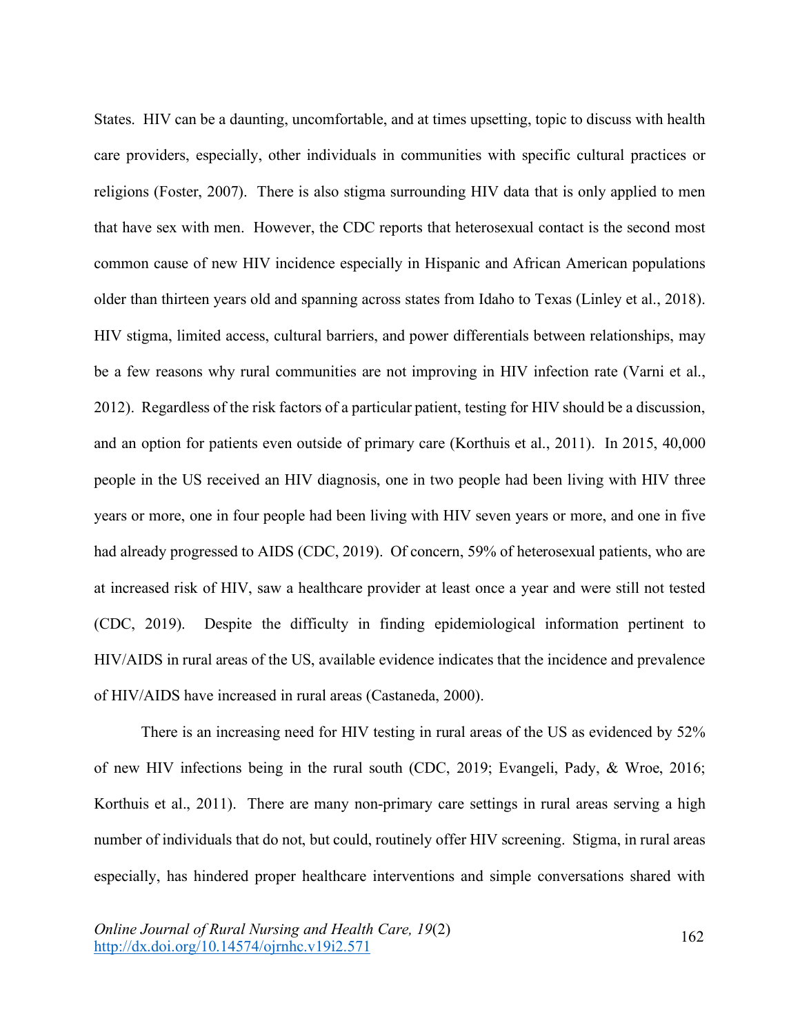States. HIV can be a daunting, uncomfortable, and at times upsetting, topic to discuss with health care providers, especially, other individuals in communities with specific cultural practices or religions (Foster, 2007). There is also stigma surrounding HIV data that is only applied to men that have sex with men. However, the CDC reports that heterosexual contact is the second most common cause of new HIV incidence especially in Hispanic and African American populations older than thirteen years old and spanning across states from Idaho to Texas (Linley et al., 2018). HIV stigma, limited access, cultural barriers, and power differentials between relationships, may be a few reasons why rural communities are not improving in HIV infection rate (Varni et al., 2012). Regardless of the risk factors of a particular patient, testing for HIV should be a discussion, and an option for patients even outside of primary care (Korthuis et al., 2011). In 2015, 40,000 people in the US received an HIV diagnosis, one in two people had been living with HIV three years or more, one in four people had been living with HIV seven years or more, and one in five had already progressed to AIDS (CDC, 2019). Of concern, 59% of heterosexual patients, who are at increased risk of HIV, saw a healthcare provider at least once a year and were still not tested (CDC, 2019). Despite the difficulty in finding epidemiological information pertinent to HIV/AIDS in rural areas of the US, available evidence indicates that the incidence and prevalence of HIV/AIDS have increased in rural areas (Castaneda, 2000).

There is an increasing need for HIV testing in rural areas of the US as evidenced by 52% of new HIV infections being in the rural south (CDC, 2019; Evangeli, Pady, & Wroe, 2016; Korthuis et al., 2011). There are many non-primary care settings in rural areas serving a high number of individuals that do not, but could, routinely offer HIV screening. Stigma, in rural areas especially, has hindered proper healthcare interventions and simple conversations shared with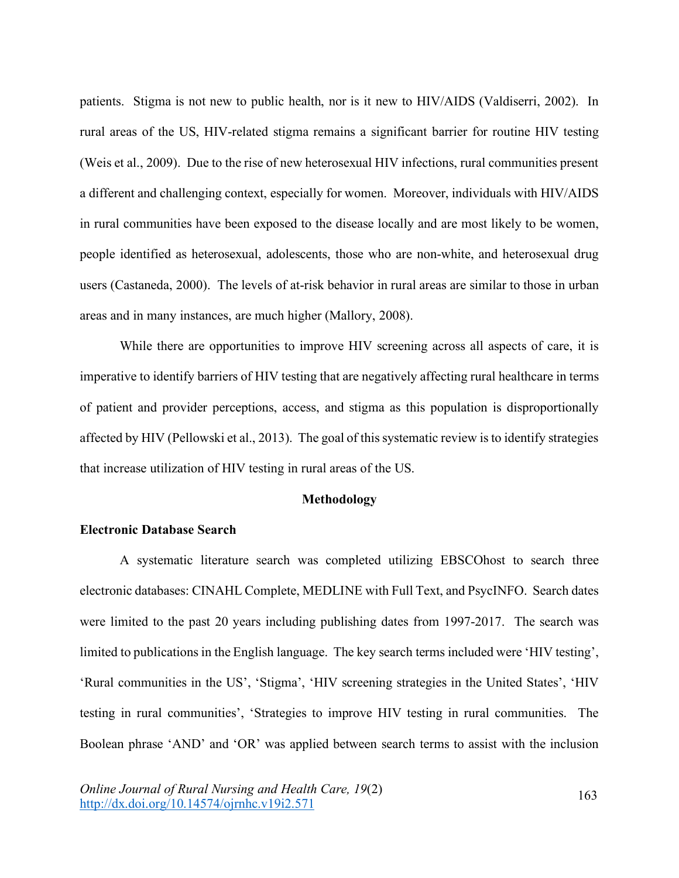patients. Stigma is not new to public health, nor is it new to HIV/AIDS (Valdiserri, 2002). In rural areas of the US, HIV-related stigma remains a significant barrier for routine HIV testing (Weis et al., 2009). Due to the rise of new heterosexual HIV infections, rural communities present a different and challenging context, especially for women. Moreover, individuals with HIV/AIDS in rural communities have been exposed to the disease locally and are most likely to be women, people identified as heterosexual, adolescents, those who are non-white, and heterosexual drug users (Castaneda, 2000). The levels of at-risk behavior in rural areas are similar to those in urban areas and in many instances, are much higher (Mallory, 2008).

While there are opportunities to improve HIV screening across all aspects of care, it is imperative to identify barriers of HIV testing that are negatively affecting rural healthcare in terms of patient and provider perceptions, access, and stigma as this population is disproportionally affected by HIV (Pellowski et al., 2013). The goal of this systematic review is to identify strategies that increase utilization of HIV testing in rural areas of the US.

## Methodology

### Electronic Database Search

A systematic literature search was completed utilizing EBSCOhost to search three electronic databases: CINAHL Complete, MEDLINE with Full Text, and PsycINFO. Search dates were limited to the past 20 years including publishing dates from 1997-2017. The search was limited to publications in the English language. The key search terms included were 'HIV testing', 'Rural communities in the US', 'Stigma', 'HIV screening strategies in the United States', 'HIV testing in rural communities', 'Strategies to improve HIV testing in rural communities. The Boolean phrase 'AND' and 'OR' was applied between search terms to assist with the inclusion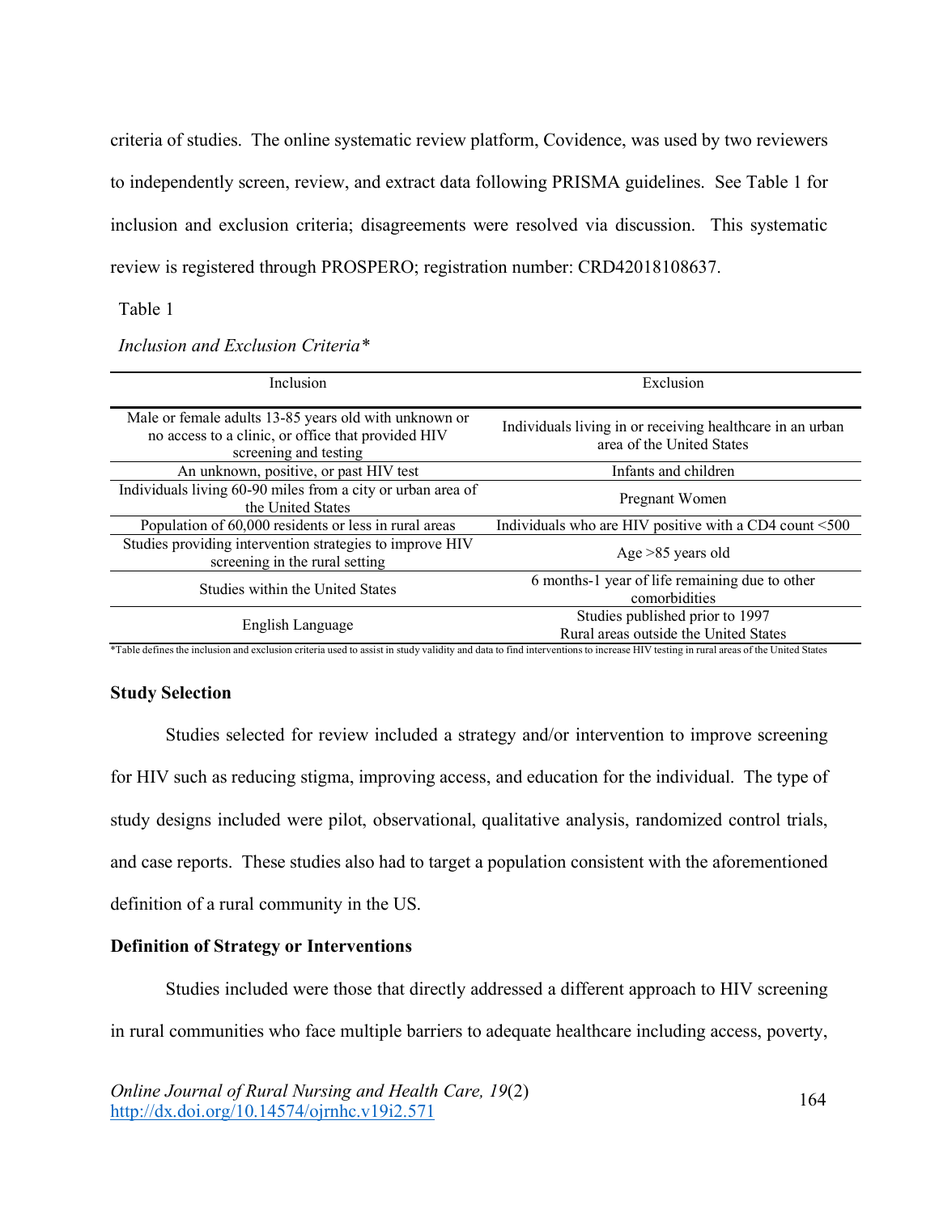criteria of studies. The online systematic review platform, Covidence, was used by two reviewers to independently screen, review, and extract data following PRISMA guidelines. See Table 1 for inclusion and exclusion criteria; disagreements were resolved via discussion. This systematic review is registered through PROSPERO; registration number: CRD42018108637.

Table 1

*Inclusion and Exclusion Criteria**

| Inclusion | Exclusion |
|---|---|
| Male or female adults 13-85 years old with unknown or no access to a clinic, or office that provided HIV screening and testing | Individuals living in or receiving healthcare in an urban area of the United States |
| An unknown, positive, or past HIV test | Infants and children |
| Individuals living 60-90 miles from a city or urban area of the United States | Pregnant Women |
| Population of 60,000 residents or less in rural areas | Individuals who are HIV positive with a CD4 count <500 |
| Studies providing intervention strategies to improve HIV screening in the rural setting | Age >85 years old |
| Studies within the United States | 6 months-1 year of life remaining due to other comorbidities |
| English Language | Studies published prior to 1997<br>Rural areas outside the United States |

*Table defines the inclusion and exclusion criteria used to assist in study validity and data to find interventions to increase HIV testing in rural areas of the United States

### Study Selection

Studies selected for review included a strategy and/or intervention to improve screening for HIV such as reducing stigma, improving access, and education for the individual. The type of study designs included were pilot, observational, qualitative analysis, randomized control trials, and case reports. These studies also had to target a population consistent with the aforementioned definition of a rural community in the US.

### Definition of Strategy or Interventions

Studies included were those that directly addressed a different approach to HIV screening in rural communities who face multiple barriers to adequate healthcare including access, poverty,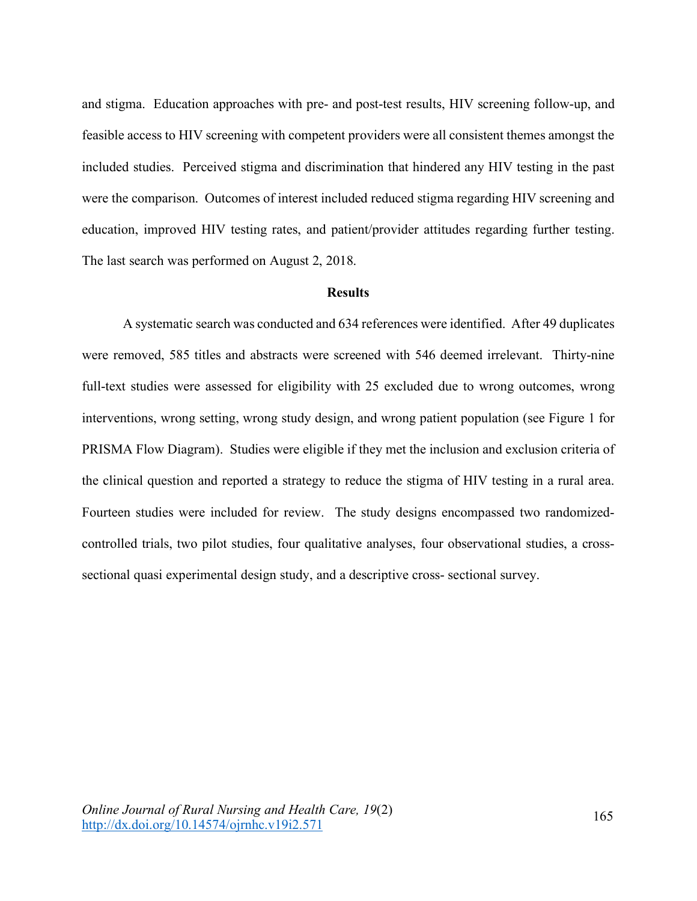and stigma. Education approaches with pre- and post-test results, HIV screening follow-up, and feasible access to HIV screening with competent providers were all consistent themes amongst the included studies. Perceived stigma and discrimination that hindered any HIV testing in the past were the comparison. Outcomes of interest included reduced stigma regarding HIV screening and education, improved HIV testing rates, and patient/provider attitudes regarding further testing. The last search was performed on August 2, 2018.

## Results

A systematic search was conducted and 634 references were identified. After 49 duplicates were removed, 585 titles and abstracts were screened with 546 deemed irrelevant. Thirty-nine full-text studies were assessed for eligibility with 25 excluded due to wrong outcomes, wrong interventions, wrong setting, wrong study design, and wrong patient population (see Figure 1 for PRISMA Flow Diagram). Studies were eligible if they met the inclusion and exclusion criteria of the clinical question and reported a strategy to reduce the stigma of HIV testing in a rural area. Fourteen studies were included for review. The study designs encompassed two randomized-controlled trials, two pilot studies, four qualitative analyses, four observational studies, a cross-sectional quasi experimental design study, and a descriptive cross- sectional survey.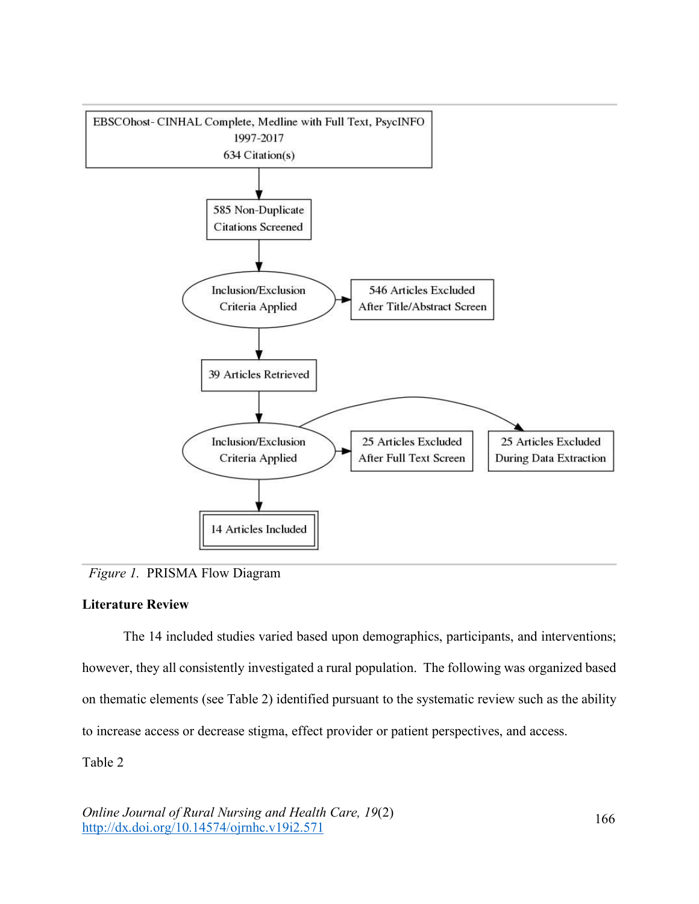EBSCOhost- CINHAL Complete, Medline with Full Text, PsycINFO
1997-2017
634 Citation(s)

↓

585 Non-Duplicate Citations Screened

↓

Inclusion/Exclusion Criteria Applied → 546 Articles Excluded After Title/Abstract Screen

↓

39 Articles Retrieved

↓

Inclusion/Exclusion Criteria Applied → 25 Articles Excluded After Full Text Screen; 25 Articles Excluded During Data Extraction

↓

14 Articles Included

*Figure 1.* PRISMA Flow Diagram

**Literature Review**

The 14 included studies varied based upon demographics, participants, and interventions; however, they all consistently investigated a rural population. The following was organized based on thematic elements (see Table 2) identified pursuant to the systematic review such as the ability to increase access or decrease stigma, effect provider or patient perspectives, and access.

Table 2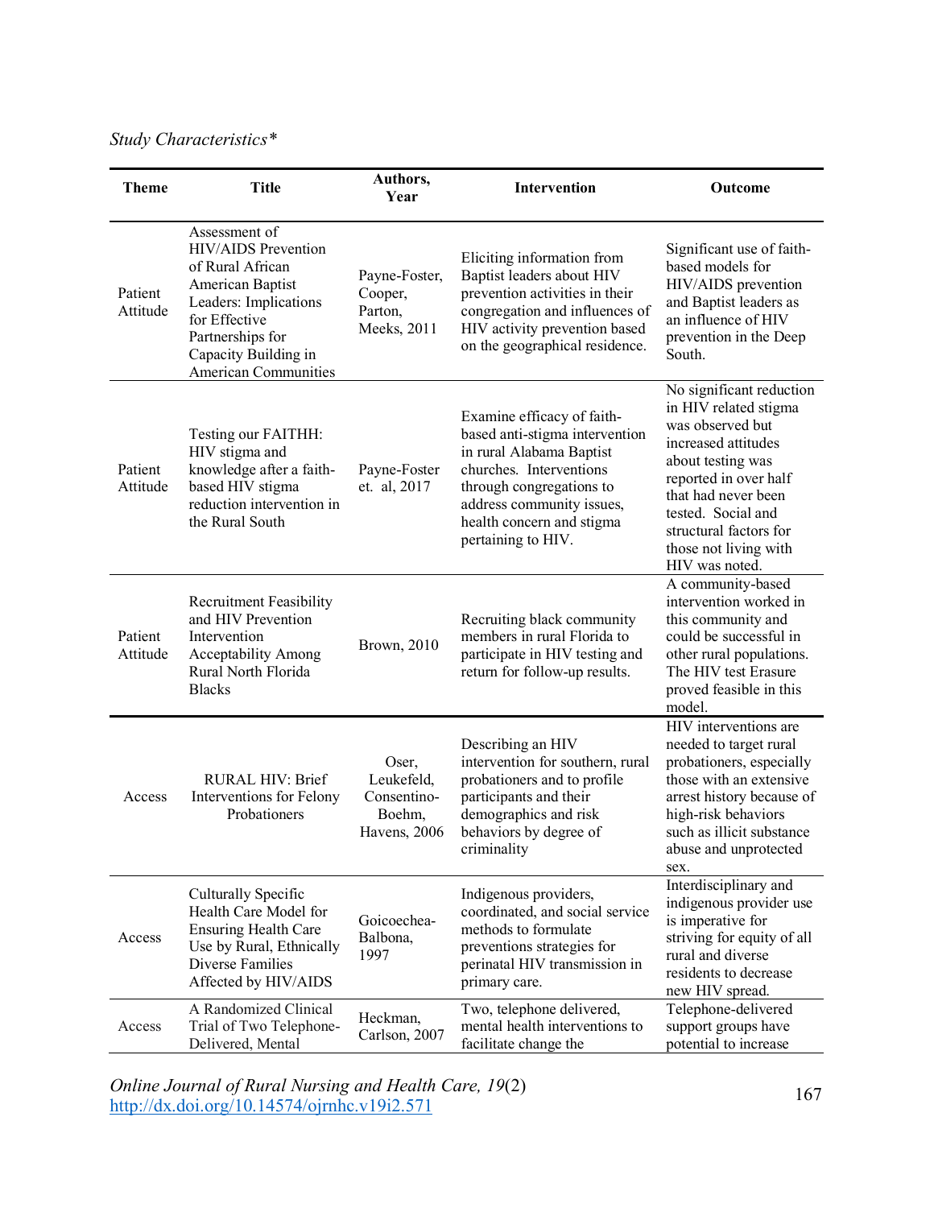*Study Characteristics\**

| Theme | Title | Authors, Year | Intervention | Outcome |
|---|---|---|---|---|
| Patient Attitude | Assessment of HIV/AIDS Prevention of Rural African American Baptist Leaders: Implications for Effective Partnerships for Capacity Building in American Communities | Payne-Foster, Cooper, Parton, Meeks, 2011 | Eliciting information from Baptist leaders about HIV prevention activities in their congregation and influences of HIV activity prevention based on the geographical residence. | Significant use of faith-based models for HIV/AIDS prevention and Baptist leaders as an influence of HIV prevention in the Deep South. |
| Patient Attitude | Testing our FAITHH: HIV stigma and knowledge after a faith-based HIV stigma reduction intervention in the Rural South | Payne-Foster et. al, 2017 | Examine efficacy of faith-based anti-stigma intervention in rural Alabama Baptist churches. Interventions through congregations to address community issues, health concern and stigma pertaining to HIV. | No significant reduction in HIV related stigma was observed but increased attitudes about testing was reported in over half that had never been tested. Social and structural factors for those not living with HIV was noted. |
| Patient Attitude | Recruitment Feasibility and HIV Prevention Intervention Acceptability Among Rural North Florida Blacks | Brown, 2010 | Recruiting black community members in rural Florida to participate in HIV testing and return for follow-up results. | A community-based intervention worked in this community and could be successful in other rural populations. The HIV test Erasure proved feasible in this model. |
| Access | RURAL HIV: Brief Interventions for Felony Probationers | Oser, Leukefeld, Consentino-Boehm, Havens, 2006 | Describing an HIV intervention for southern, rural probationers and to profile participants and their demographics and risk behaviors by degree of criminality | HIV interventions are needed to target rural probationers, especially those with an extensive arrest history because of high-risk behaviors such as illicit substance abuse and unprotected sex. |
| Access | Culturally Specific Health Care Model for Ensuring Health Care Use by Rural, Ethnically Diverse Families Affected by HIV/AIDS | Goicoechea-Balbona, 1997 | Indigenous providers, coordinated, and social service methods to formulate preventions strategies for perinatal HIV transmission in primary care. | Interdisciplinary and indigenous provider use is imperative for striving for equity of all rural and diverse residents to decrease new HIV spread. |
| Access | A Randomized Clinical Trial of Two Telephone-Delivered, Mental | Heckman, Carlson, 2007 | Two, telephone delivered, mental health interventions to facilitate change the | Telephone-delivered support groups have potential to increase |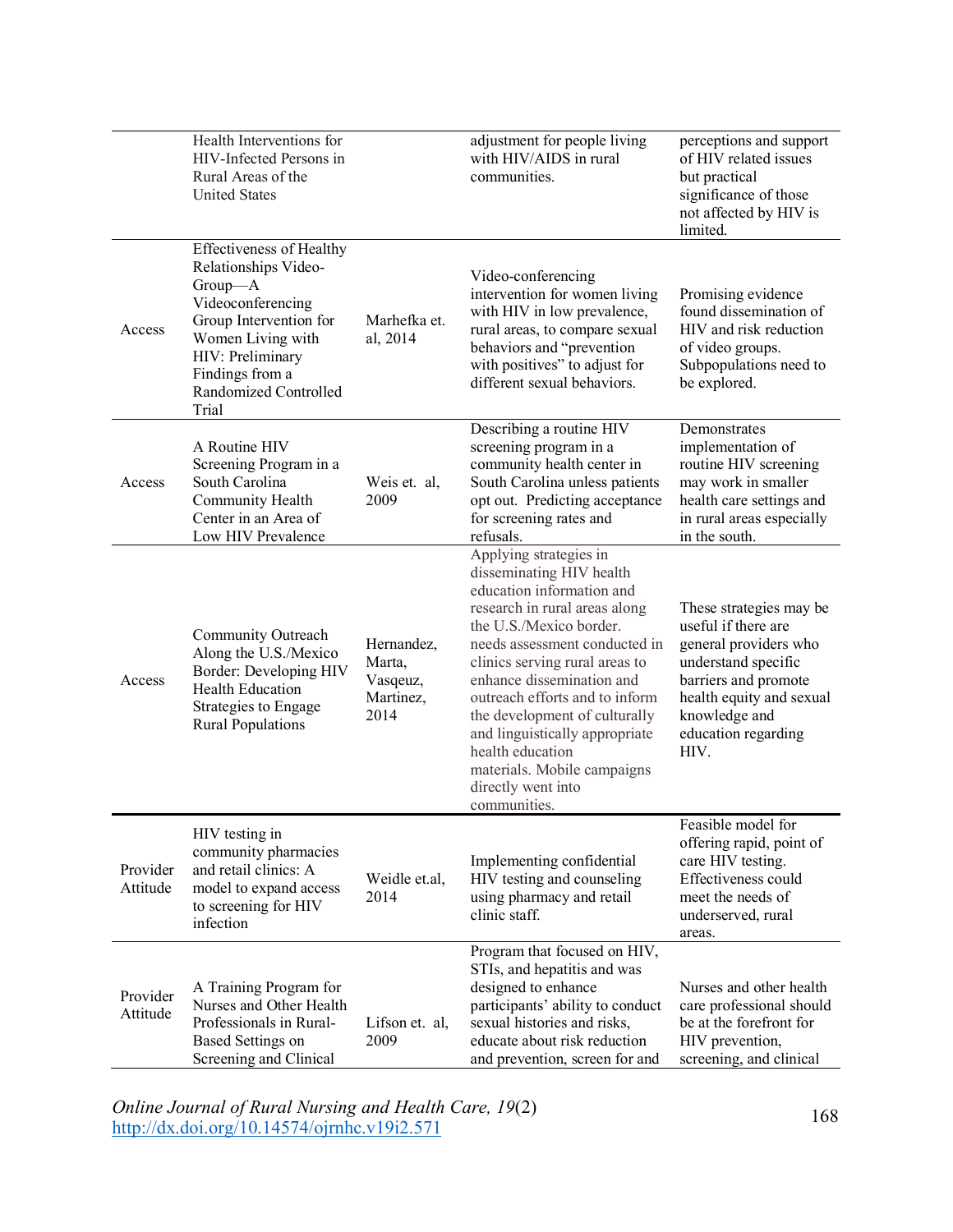| | | | | |
|---|---|---|---|---|
| | Health Interventions for HIV-Infected Persons in Rural Areas of the United States | | adjustment for people living with HIV/AIDS in rural communities. | perceptions and support of HIV related issues but practical significance of those not affected by HIV is limited. |
| Access | Effectiveness of Healthy Relationships Video-Group—A Videoconferencing Group Intervention for Women Living with HIV: Preliminary Findings from a Randomized Controlled Trial | Marhefka et. al, 2014 | Video-conferencing intervention for women living with HIV in low prevalence, rural areas, to compare sexual behaviors and "prevention with positives" to adjust for different sexual behaviors. | Promising evidence found dissemination of HIV and risk reduction of video groups. Subpopulations need to be explored. |
| Access | A Routine HIV Screening Program in a South Carolina Community Health Center in an Area of Low HIV Prevalence | Weis et. al, 2009 | Describing a routine HIV screening program in a community health center in South Carolina unless patients opt out. Predicting acceptance for screening rates and refusals. | Demonstrates implementation of routine HIV screening may work in smaller health care settings and in rural areas especially in the south. |
| Access | Community Outreach Along the U.S./Mexico Border: Developing HIV Health Education Strategies to Engage Rural Populations | Hernandez, Marta, Vasqeuz, Martinez, 2014 | Applying strategies in disseminating HIV health education information and research in rural areas along the U.S./Mexico border. needs assessment conducted in clinics serving rural areas to enhance dissemination and outreach efforts and to inform the development of culturally and linguistically appropriate health education materials. Mobile campaigns directly went into communities. | These strategies may be useful if there are general providers who understand specific barriers and promote health equity and sexual knowledge and education regarding HIV. |
| Provider Attitude | HIV testing in community pharmacies and retail clinics: A model to expand access to screening for HIV infection | Weidle et.al, 2014 | Implementing confidential HIV testing and counseling using pharmacy and retail clinic staff. | Feasible model for offering rapid, point of care HIV testing. Effectiveness could meet the needs of underserved, rural areas. |
| Provider Attitude | A Training Program for Nurses and Other Health Professionals in Rural-Based Settings on Screening and Clinical | Lifson et. al, 2009 | Program that focused on HIV, STIs, and hepatitis and was designed to enhance participants' ability to conduct sexual histories and risks, educate about risk reduction and prevention, screen for and | Nurses and other health care professional should be at the forefront for HIV prevention, screening, and clinical |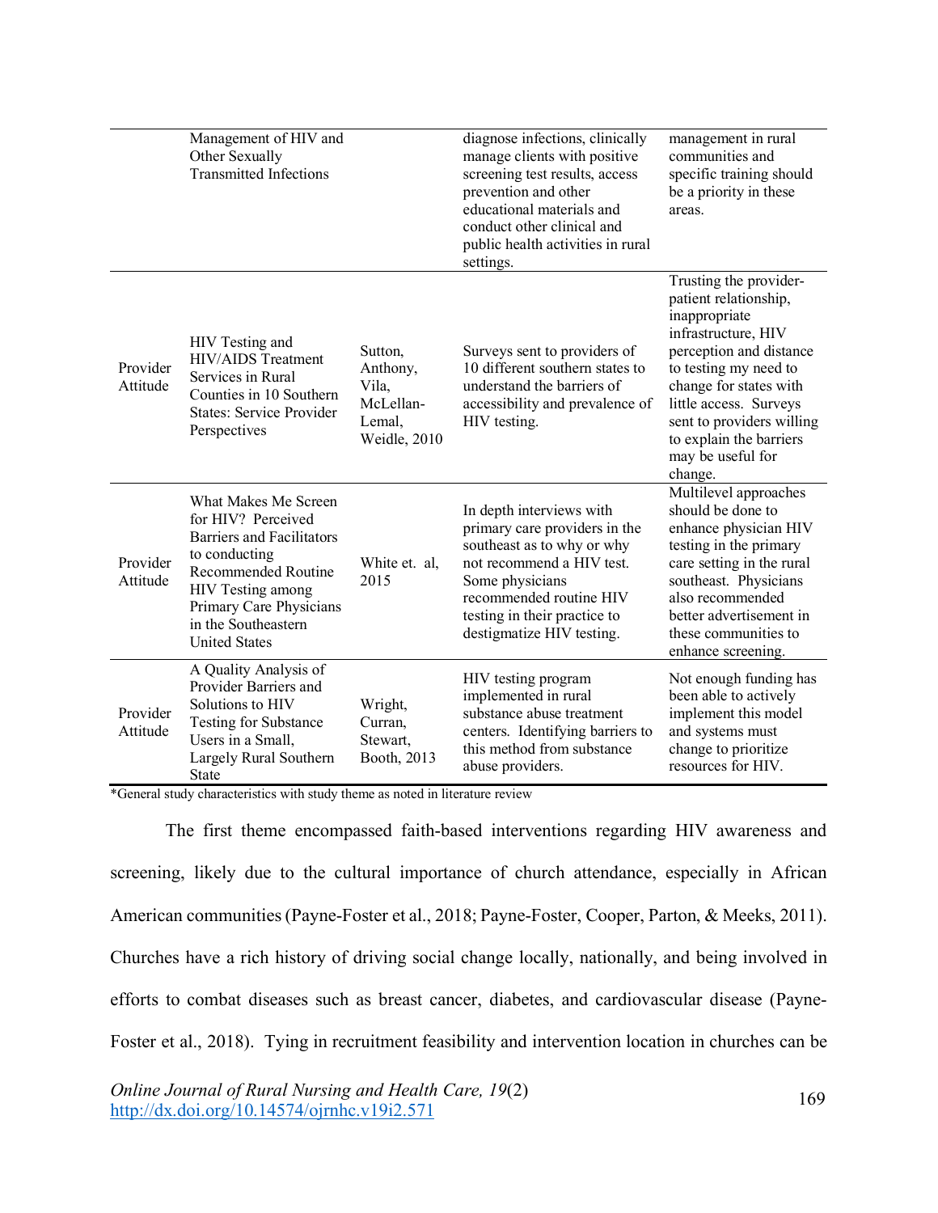| | Management of HIV and Other Sexually Transmitted Infections | | diagnose infections, clinically manage clients with positive screening test results, access prevention and other educational materials and conduct other clinical and public health activities in rural settings. | management in rural communities and specific training should be a priority in these areas. |
|---|---|---|---|---|
| Provider Attitude | HIV Testing and HIV/AIDS Treatment Services in Rural Counties in 10 Southern States: Service Provider Perspectives | Sutton, Anthony, Vila, McLellan-Lemal, Weidle, 2010 | Surveys sent to providers of 10 different southern states to understand the barriers of accessibility and prevalence of HIV testing. | Trusting the provider-patient relationship, inappropriate infrastructure, HIV perception and distance to testing my need to change for states with little access. Surveys sent to providers willing to explain the barriers may be useful for change. |
| Provider Attitude | What Makes Me Screen for HIV? Perceived Barriers and Facilitators to conducting Recommended Routine HIV Testing among Primary Care Physicians in the Southeastern United States | White et. al, 2015 | In depth interviews with primary care providers in the southeast as to why or why not recommend a HIV test. Some physicians recommended routine HIV testing in their practice to destigmatize HIV testing. | Multilevel approaches should be done to enhance physician HIV testing in the primary care setting in the rural southeast. Physicians also recommended better advertisement in these communities to enhance screening. |
| Provider Attitude | A Quality Analysis of Provider Barriers and Solutions to HIV Testing for Substance Users in a Small, Largely Rural Southern State | Wright, Curran, Stewart, Booth, 2013 | HIV testing program implemented in rural substance abuse treatment centers. Identifying barriers to this method from substance abuse providers. | Not enough funding has been able to actively implement this model and systems must change to prioritize resources for HIV. |

*General study characteristics with study theme as noted in literature review

The first theme encompassed faith-based interventions regarding HIV awareness and screening, likely due to the cultural importance of church attendance, especially in African American communities (Payne-Foster et al., 2018; Payne-Foster, Cooper, Parton, & Meeks, 2011). Churches have a rich history of driving social change locally, nationally, and being involved in efforts to combat diseases such as breast cancer, diabetes, and cardiovascular disease (Payne-Foster et al., 2018). Tying in recruitment feasibility and intervention location in churches can be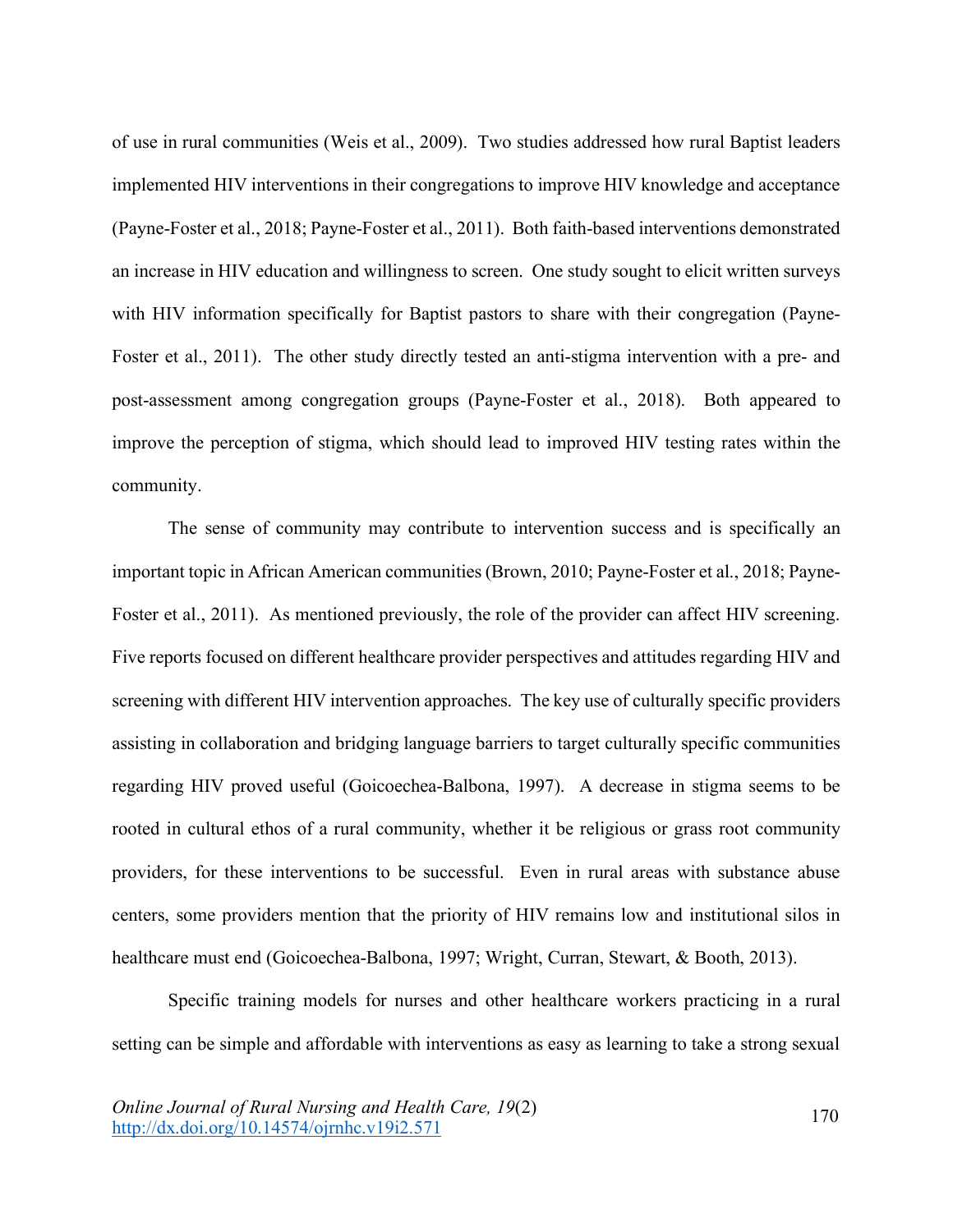of use in rural communities (Weis et al., 2009). Two studies addressed how rural Baptist leaders implemented HIV interventions in their congregations to improve HIV knowledge and acceptance (Payne-Foster et al., 2018; Payne-Foster et al., 2011). Both faith-based interventions demonstrated an increase in HIV education and willingness to screen. One study sought to elicit written surveys with HIV information specifically for Baptist pastors to share with their congregation (Payne-Foster et al., 2011). The other study directly tested an anti-stigma intervention with a pre- and post-assessment among congregation groups (Payne-Foster et al., 2018). Both appeared to improve the perception of stigma, which should lead to improved HIV testing rates within the community.

The sense of community may contribute to intervention success and is specifically an important topic in African American communities (Brown, 2010; Payne-Foster et al., 2018; Payne-Foster et al., 2011). As mentioned previously, the role of the provider can affect HIV screening. Five reports focused on different healthcare provider perspectives and attitudes regarding HIV and screening with different HIV intervention approaches. The key use of culturally specific providers assisting in collaboration and bridging language barriers to target culturally specific communities regarding HIV proved useful (Goicoechea-Balbona, 1997). A decrease in stigma seems to be rooted in cultural ethos of a rural community, whether it be religious or grass root community providers, for these interventions to be successful. Even in rural areas with substance abuse centers, some providers mention that the priority of HIV remains low and institutional silos in healthcare must end (Goicoechea-Balbona, 1997; Wright, Curran, Stewart, & Booth, 2013).

Specific training models for nurses and other healthcare workers practicing in a rural setting can be simple and affordable with interventions as easy as learning to take a strong sexual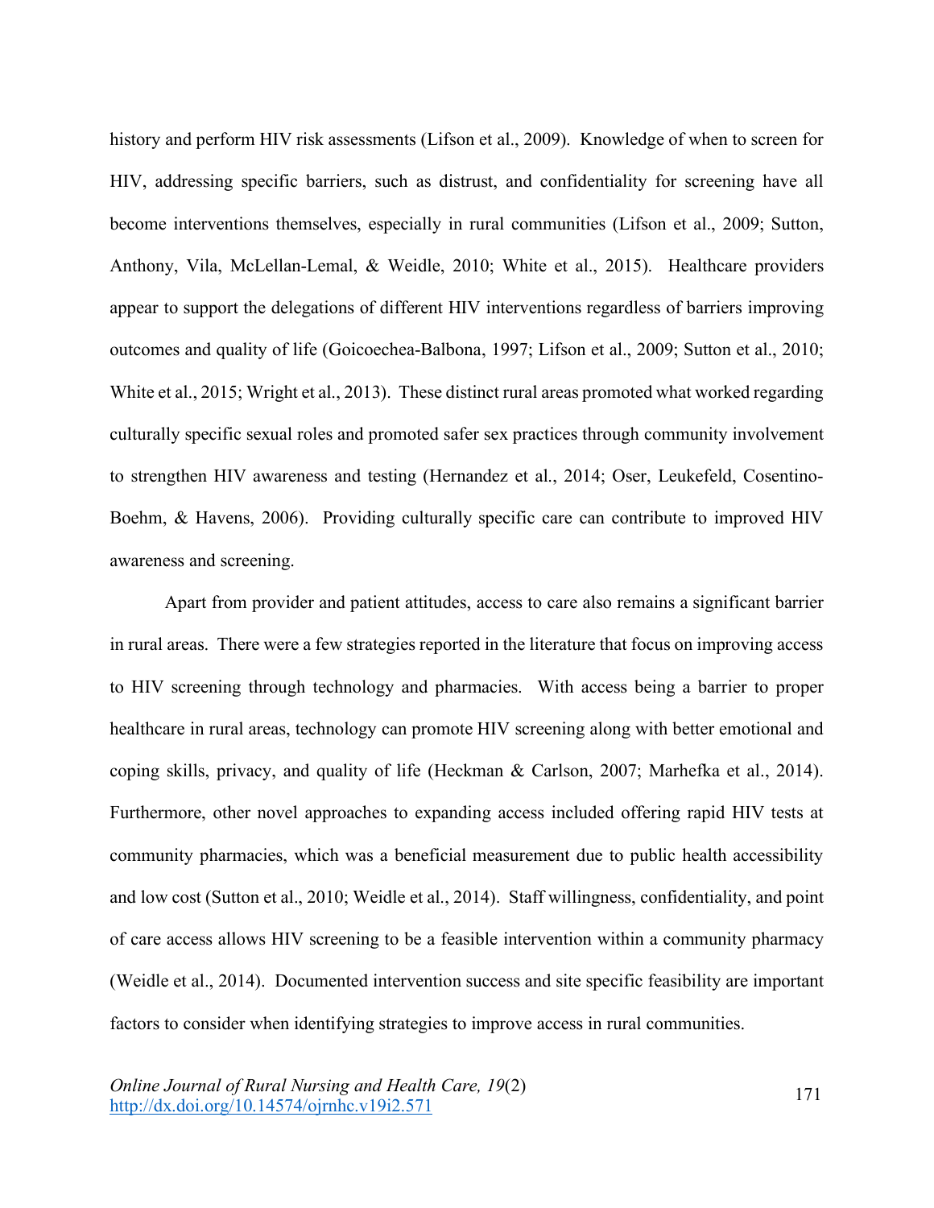history and perform HIV risk assessments (Lifson et al., 2009). Knowledge of when to screen for HIV, addressing specific barriers, such as distrust, and confidentiality for screening have all become interventions themselves, especially in rural communities (Lifson et al., 2009; Sutton, Anthony, Vila, McLellan-Lemal, & Weidle, 2010; White et al., 2015). Healthcare providers appear to support the delegations of different HIV interventions regardless of barriers improving outcomes and quality of life (Goicoechea-Balbona, 1997; Lifson et al., 2009; Sutton et al., 2010; White et al., 2015; Wright et al., 2013). These distinct rural areas promoted what worked regarding culturally specific sexual roles and promoted safer sex practices through community involvement to strengthen HIV awareness and testing (Hernandez et al., 2014; Oser, Leukefeld, Cosentino-Boehm, & Havens, 2006). Providing culturally specific care can contribute to improved HIV awareness and screening.

Apart from provider and patient attitudes, access to care also remains a significant barrier in rural areas. There were a few strategies reported in the literature that focus on improving access to HIV screening through technology and pharmacies. With access being a barrier to proper healthcare in rural areas, technology can promote HIV screening along with better emotional and coping skills, privacy, and quality of life (Heckman & Carlson, 2007; Marhefka et al., 2014). Furthermore, other novel approaches to expanding access included offering rapid HIV tests at community pharmacies, which was a beneficial measurement due to public health accessibility and low cost (Sutton et al., 2010; Weidle et al., 2014). Staff willingness, confidentiality, and point of care access allows HIV screening to be a feasible intervention within a community pharmacy (Weidle et al., 2014). Documented intervention success and site specific feasibility are important factors to consider when identifying strategies to improve access in rural communities.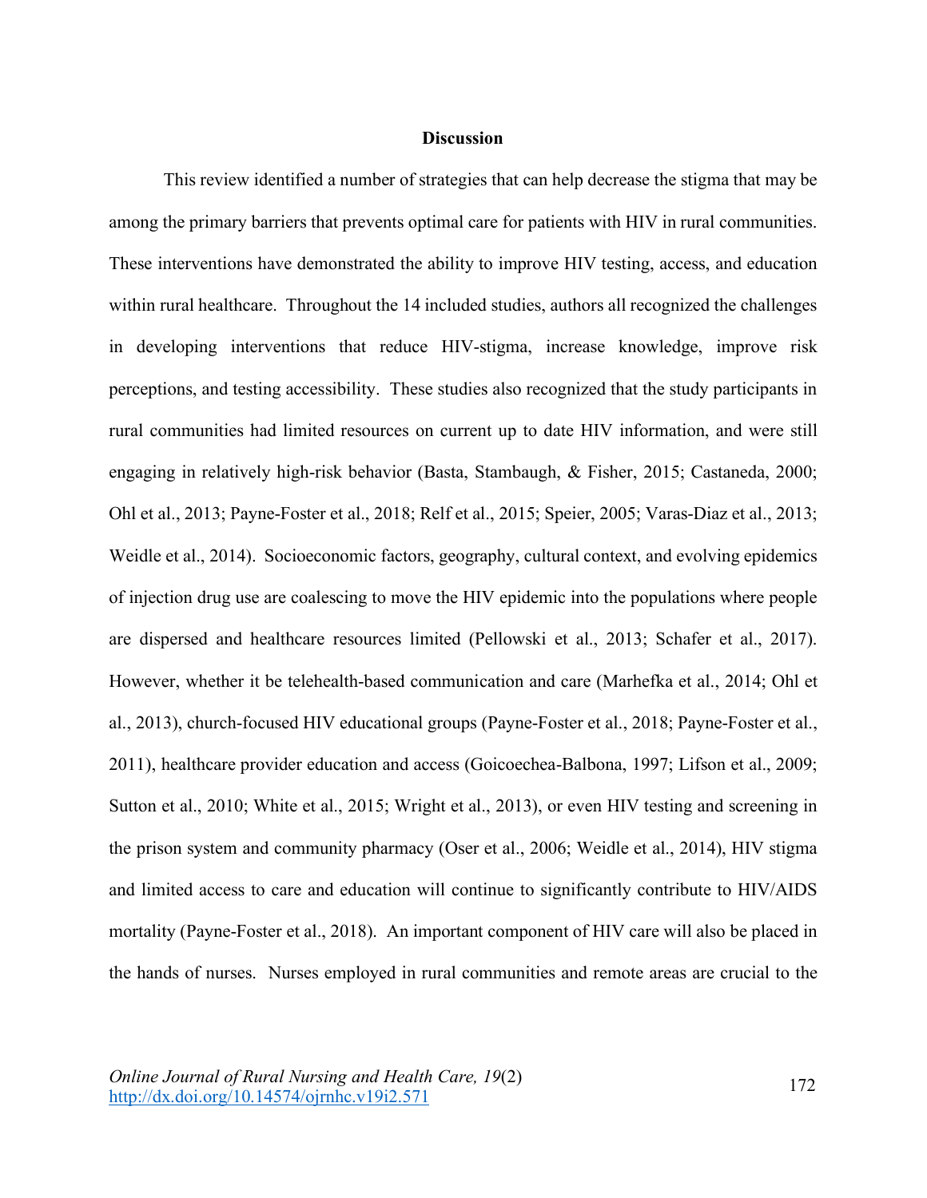## Discussion

This review identified a number of strategies that can help decrease the stigma that may be among the primary barriers that prevents optimal care for patients with HIV in rural communities. These interventions have demonstrated the ability to improve HIV testing, access, and education within rural healthcare. Throughout the 14 included studies, authors all recognized the challenges in developing interventions that reduce HIV-stigma, increase knowledge, improve risk perceptions, and testing accessibility. These studies also recognized that the study participants in rural communities had limited resources on current up to date HIV information, and were still engaging in relatively high-risk behavior (Basta, Stambaugh, & Fisher, 2015; Castaneda, 2000; Ohl et al., 2013; Payne-Foster et al., 2018; Relf et al., 2015; Speier, 2005; Varas-Diaz et al., 2013; Weidle et al., 2014). Socioeconomic factors, geography, cultural context, and evolving epidemics of injection drug use are coalescing to move the HIV epidemic into the populations where people are dispersed and healthcare resources limited (Pellowski et al., 2013; Schafer et al., 2017). However, whether it be telehealth-based communication and care (Marhefka et al., 2014; Ohl et al., 2013), church-focused HIV educational groups (Payne-Foster et al., 2018; Payne-Foster et al., 2011), healthcare provider education and access (Goicoechea-Balbona, 1997; Lifson et al., 2009; Sutton et al., 2010; White et al., 2015; Wright et al., 2013), or even HIV testing and screening in the prison system and community pharmacy (Oser et al., 2006; Weidle et al., 2014), HIV stigma and limited access to care and education will continue to significantly contribute to HIV/AIDS mortality (Payne-Foster et al., 2018). An important component of HIV care will also be placed in the hands of nurses. Nurses employed in rural communities and remote areas are crucial to the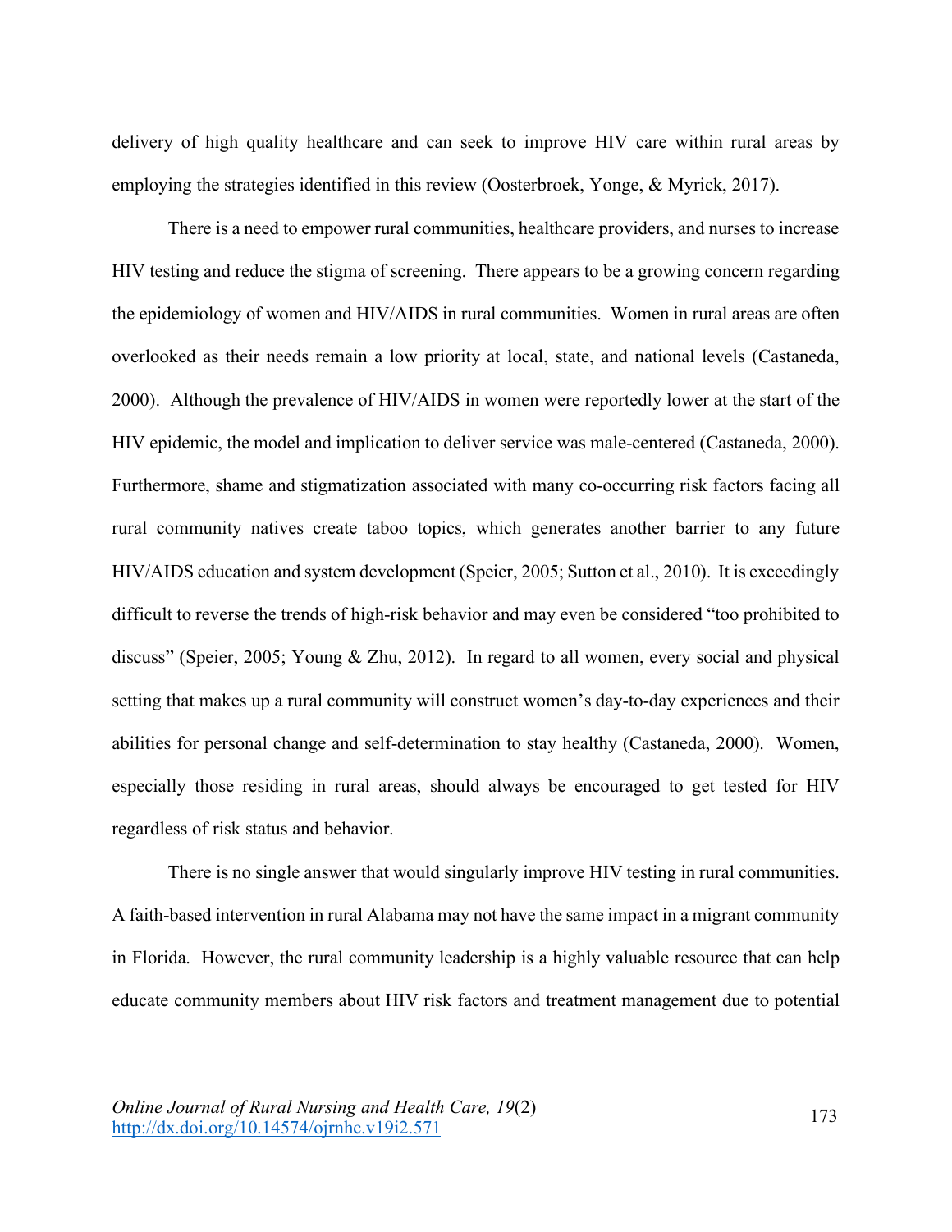delivery of high quality healthcare and can seek to improve HIV care within rural areas by employing the strategies identified in this review (Oosterbroek, Yonge, & Myrick, 2017).

There is a need to empower rural communities, healthcare providers, and nurses to increase HIV testing and reduce the stigma of screening. There appears to be a growing concern regarding the epidemiology of women and HIV/AIDS in rural communities. Women in rural areas are often overlooked as their needs remain a low priority at local, state, and national levels (Castaneda, 2000). Although the prevalence of HIV/AIDS in women were reportedly lower at the start of the HIV epidemic, the model and implication to deliver service was male-centered (Castaneda, 2000). Furthermore, shame and stigmatization associated with many co-occurring risk factors facing all rural community natives create taboo topics, which generates another barrier to any future HIV/AIDS education and system development (Speier, 2005; Sutton et al., 2010). It is exceedingly difficult to reverse the trends of high-risk behavior and may even be considered "too prohibited to discuss" (Speier, 2005; Young & Zhu, 2012). In regard to all women, every social and physical setting that makes up a rural community will construct women's day-to-day experiences and their abilities for personal change and self-determination to stay healthy (Castaneda, 2000). Women, especially those residing in rural areas, should always be encouraged to get tested for HIV regardless of risk status and behavior.

There is no single answer that would singularly improve HIV testing in rural communities. A faith-based intervention in rural Alabama may not have the same impact in a migrant community in Florida. However, the rural community leadership is a highly valuable resource that can help educate community members about HIV risk factors and treatment management due to potential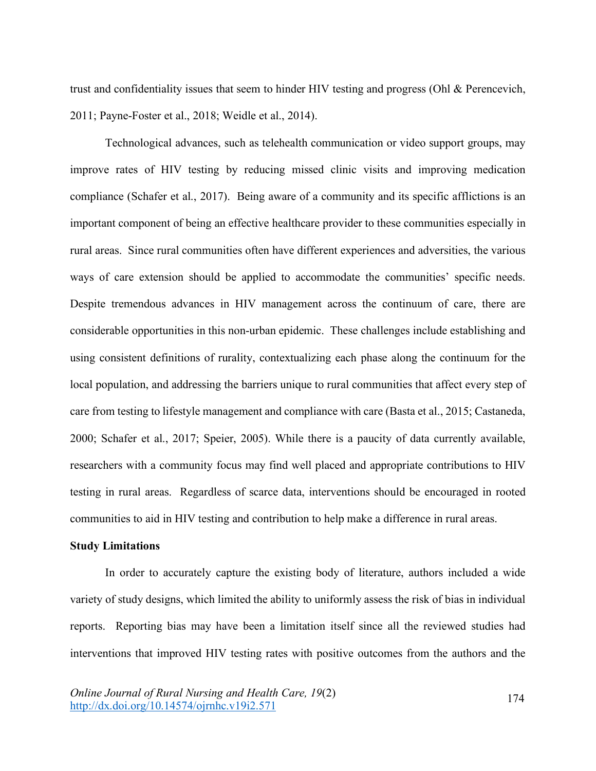trust and confidentiality issues that seem to hinder HIV testing and progress (Ohl & Perencevich, 2011; Payne-Foster et al., 2018; Weidle et al., 2014).

Technological advances, such as telehealth communication or video support groups, may improve rates of HIV testing by reducing missed clinic visits and improving medication compliance (Schafer et al., 2017). Being aware of a community and its specific afflictions is an important component of being an effective healthcare provider to these communities especially in rural areas. Since rural communities often have different experiences and adversities, the various ways of care extension should be applied to accommodate the communities' specific needs. Despite tremendous advances in HIV management across the continuum of care, there are considerable opportunities in this non-urban epidemic. These challenges include establishing and using consistent definitions of rurality, contextualizing each phase along the continuum for the local population, and addressing the barriers unique to rural communities that affect every step of care from testing to lifestyle management and compliance with care (Basta et al., 2015; Castaneda, 2000; Schafer et al., 2017; Speier, 2005). While there is a paucity of data currently available, researchers with a community focus may find well placed and appropriate contributions to HIV testing in rural areas. Regardless of scarce data, interventions should be encouraged in rooted communities to aid in HIV testing and contribution to help make a difference in rural areas.

**Study Limitations**

In order to accurately capture the existing body of literature, authors included a wide variety of study designs, which limited the ability to uniformly assess the risk of bias in individual reports. Reporting bias may have been a limitation itself since all the reviewed studies had interventions that improved HIV testing rates with positive outcomes from the authors and the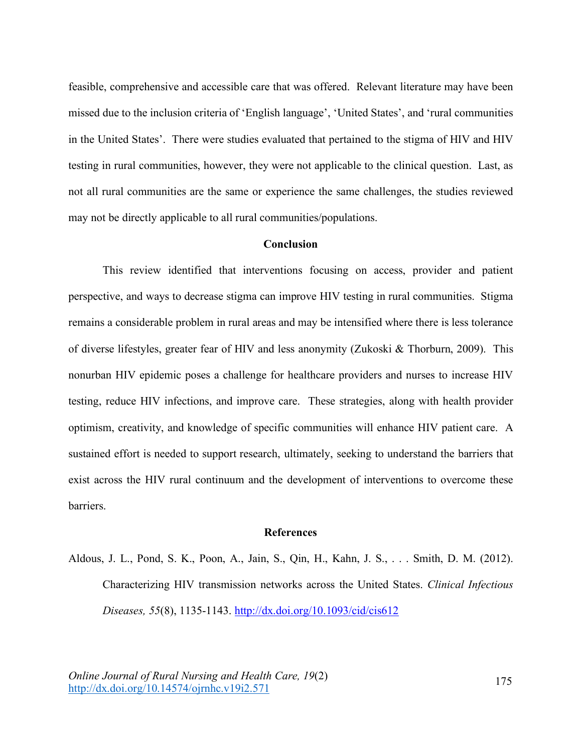feasible, comprehensive and accessible care that was offered. Relevant literature may have been missed due to the inclusion criteria of 'English language', 'United States', and 'rural communities in the United States'. There were studies evaluated that pertained to the stigma of HIV and HIV testing in rural communities, however, they were not applicable to the clinical question. Last, as not all rural communities are the same or experience the same challenges, the studies reviewed may not be directly applicable to all rural communities/populations.

## Conclusion

This review identified that interventions focusing on access, provider and patient perspective, and ways to decrease stigma can improve HIV testing in rural communities. Stigma remains a considerable problem in rural areas and may be intensified where there is less tolerance of diverse lifestyles, greater fear of HIV and less anonymity (Zukoski & Thorburn, 2009). This nonurban HIV epidemic poses a challenge for healthcare providers and nurses to increase HIV testing, reduce HIV infections, and improve care. These strategies, along with health provider optimism, creativity, and knowledge of specific communities will enhance HIV patient care. A sustained effort is needed to support research, ultimately, seeking to understand the barriers that exist across the HIV rural continuum and the development of interventions to overcome these barriers.

## References

Aldous, J. L., Pond, S. K., Poon, A., Jain, S., Qin, H., Kahn, J. S., . . . Smith, D. M. (2012). Characterizing HIV transmission networks across the United States. *Clinical Infectious Diseases, 55*(8), 1135-1143. http://dx.doi.org/10.1093/cid/cis612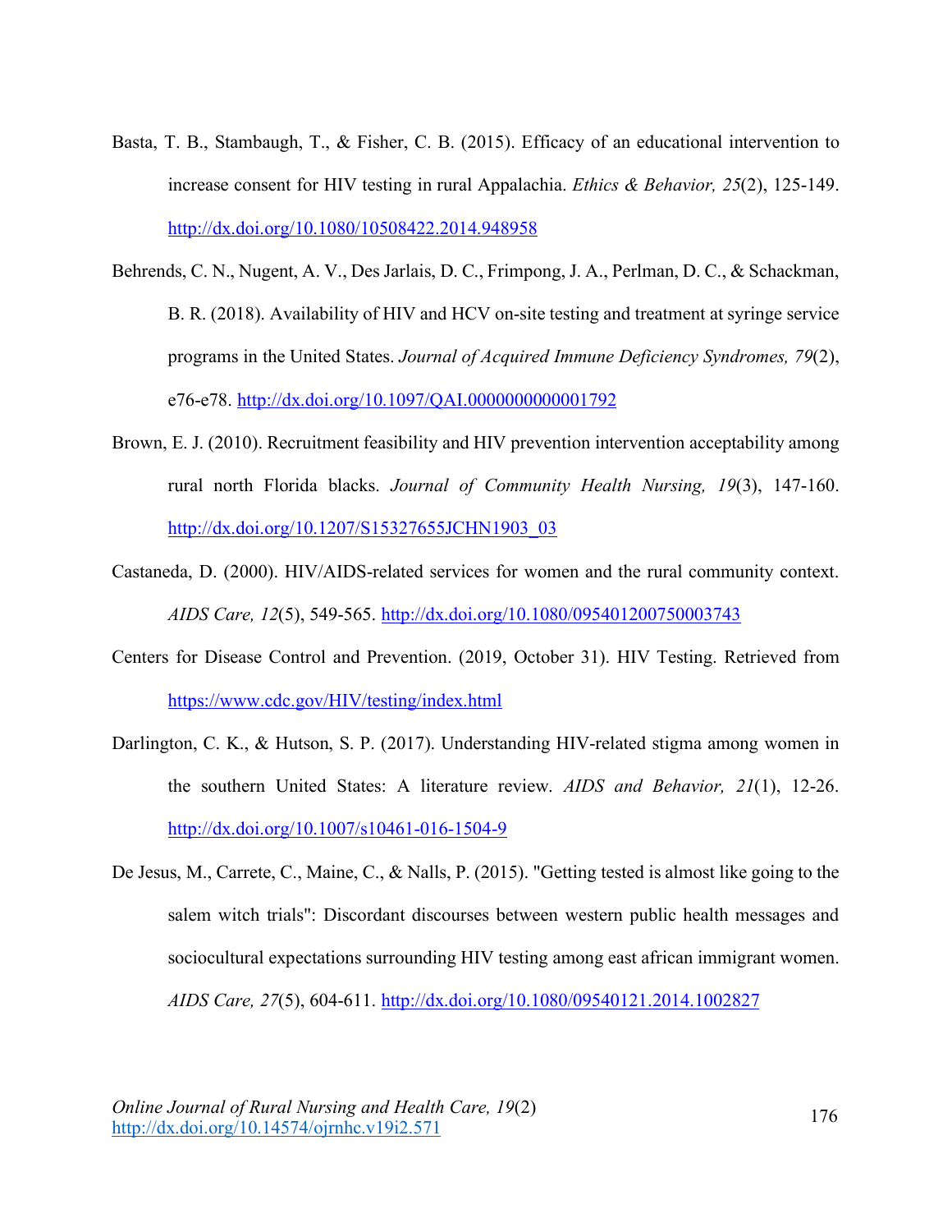Basta, T. B., Stambaugh, T., & Fisher, C. B. (2015). Efficacy of an educational intervention to increase consent for HIV testing in rural Appalachia. *Ethics & Behavior, 25*(2), 125-149. http://dx.doi.org/10.1080/10508422.2014.948958

Behrends, C. N., Nugent, A. V., Des Jarlais, D. C., Frimpong, J. A., Perlman, D. C., & Schackman, B. R. (2018). Availability of HIV and HCV on-site testing and treatment at syringe service programs in the United States. *Journal of Acquired Immune Deficiency Syndromes, 79*(2), e76-e78. http://dx.doi.org/10.1097/QAI.0000000000001792

Brown, E. J. (2010). Recruitment feasibility and HIV prevention intervention acceptability among rural north Florida blacks. *Journal of Community Health Nursing, 19*(3), 147-160. http://dx.doi.org/10.1207/S15327655JCHN1903_03

Castaneda, D. (2000). HIV/AIDS-related services for women and the rural community context. *AIDS Care, 12*(5), 549-565. http://dx.doi.org/10.1080/095401200750003743

Centers for Disease Control and Prevention. (2019, October 31). HIV Testing. Retrieved from https://www.cdc.gov/HIV/testing/index.html

Darlington, C. K., & Hutson, S. P. (2017). Understanding HIV-related stigma among women in the southern United States: A literature review. *AIDS and Behavior, 21*(1), 12-26. http://dx.doi.org/10.1007/s10461-016-1504-9

De Jesus, M., Carrete, C., Maine, C., & Nalls, P. (2015). "Getting tested is almost like going to the salem witch trials": Discordant discourses between western public health messages and sociocultural expectations surrounding HIV testing among east african immigrant women. *AIDS Care, 27*(5), 604-611. http://dx.doi.org/10.1080/09540121.2014.1002827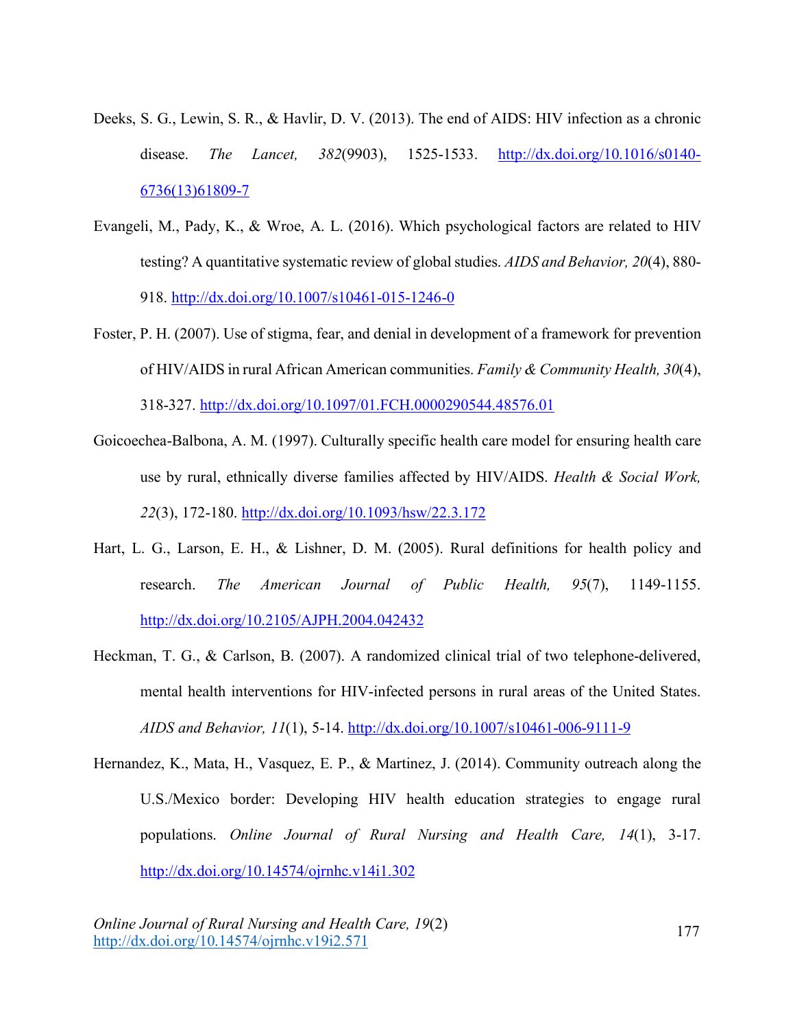Deeks, S. G., Lewin, S. R., & Havlir, D. V. (2013). The end of AIDS: HIV infection as a chronic disease. *The Lancet, 382*(9903), 1525-1533. http://dx.doi.org/10.1016/s0140-6736(13)61809-7

Evangeli, M., Pady, K., & Wroe, A. L. (2016). Which psychological factors are related to HIV testing? A quantitative systematic review of global studies. *AIDS and Behavior, 20*(4), 880-918. http://dx.doi.org/10.1007/s10461-015-1246-0

Foster, P. H. (2007). Use of stigma, fear, and denial in development of a framework for prevention of HIV/AIDS in rural African American communities. *Family & Community Health, 30*(4), 318-327. http://dx.doi.org/10.1097/01.FCH.0000290544.48576.01

Goicoechea-Balbona, A. M. (1997). Culturally specific health care model for ensuring health care use by rural, ethnically diverse families affected by HIV/AIDS. *Health & Social Work, 22*(3), 172-180. http://dx.doi.org/10.1093/hsw/22.3.172

Hart, L. G., Larson, E. H., & Lishner, D. M. (2005). Rural definitions for health policy and research. *The American Journal of Public Health, 95*(7), 1149-1155. http://dx.doi.org/10.2105/AJPH.2004.042432

Heckman, T. G., & Carlson, B. (2007). A randomized clinical trial of two telephone-delivered, mental health interventions for HIV-infected persons in rural areas of the United States. *AIDS and Behavior, 11*(1), 5-14. http://dx.doi.org/10.1007/s10461-006-9111-9

Hernandez, K., Mata, H., Vasquez, E. P., & Martinez, J. (2014). Community outreach along the U.S./Mexico border: Developing HIV health education strategies to engage rural populations. *Online Journal of Rural Nursing and Health Care, 14*(1), 3-17. http://dx.doi.org/10.14574/ojrnhc.v14i1.302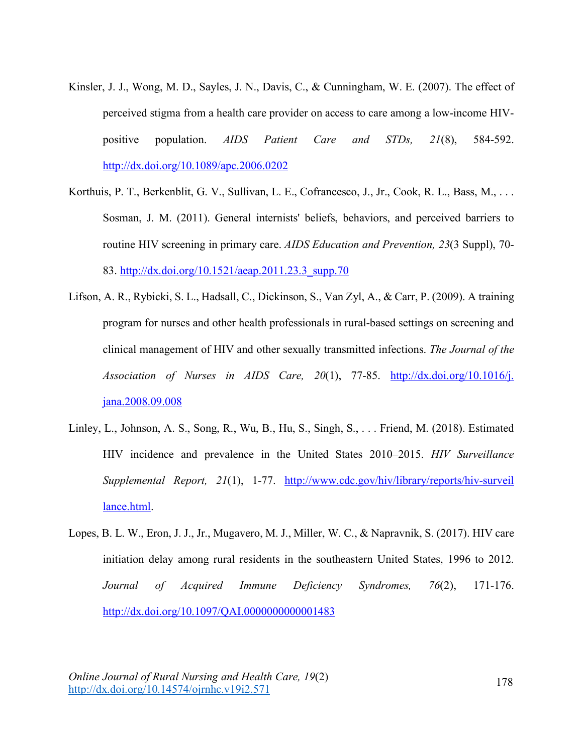Kinsler, J. J., Wong, M. D., Sayles, J. N., Davis, C., & Cunningham, W. E. (2007). The effect of perceived stigma from a health care provider on access to care among a low-income HIV-positive population. *AIDS Patient Care and STDs, 21*(8), 584-592. http://dx.doi.org/10.1089/apc.2006.0202

Korthuis, P. T., Berkenblit, G. V., Sullivan, L. E., Cofrancesco, J., Jr., Cook, R. L., Bass, M., . . . Sosman, J. M. (2011). General internists' beliefs, behaviors, and perceived barriers to routine HIV screening in primary care. *AIDS Education and Prevention, 23*(3 Suppl), 70-83. http://dx.doi.org/10.1521/aeap.2011.23.3_supp.70

Lifson, A. R., Rybicki, S. L., Hadsall, C., Dickinson, S., Van Zyl, A., & Carr, P. (2009). A training program for nurses and other health professionals in rural-based settings on screening and clinical management of HIV and other sexually transmitted infections. *The Journal of the Association of Nurses in AIDS Care, 20*(1), 77-85. http://dx.doi.org/10.1016/j.jana.2008.09.008

Linley, L., Johnson, A. S., Song, R., Wu, B., Hu, S., Singh, S., . . . Friend, M. (2018). Estimated HIV incidence and prevalence in the United States 2010–2015. *HIV Surveillance Supplemental Report, 21*(1), 1-77. http://www.cdc.gov/hiv/library/reports/hiv-surveillance.html.

Lopes, B. L. W., Eron, J. J., Jr., Mugavero, M. J., Miller, W. C., & Napravnik, S. (2017). HIV care initiation delay among rural residents in the southeastern United States, 1996 to 2012. *Journal of Acquired Immune Deficiency Syndromes, 76*(2), 171-176. http://dx.doi.org/10.1097/QAI.0000000000001483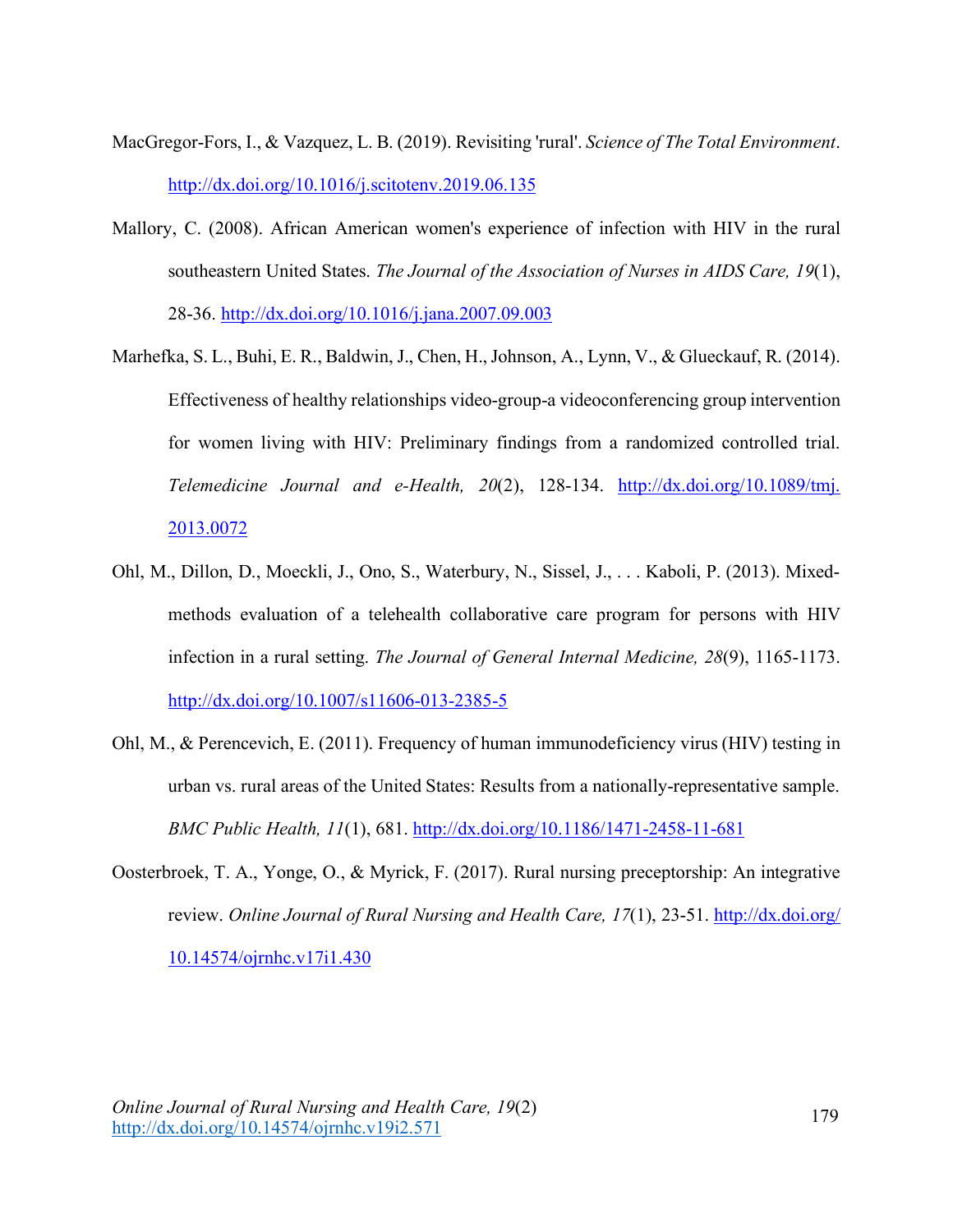MacGregor-Fors, I., & Vazquez, L. B. (2019). Revisiting 'rural'. *Science of The Total Environment*. http://dx.doi.org/10.1016/j.scitotenv.2019.06.135

Mallory, C. (2008). African American women's experience of infection with HIV in the rural southeastern United States. *The Journal of the Association of Nurses in AIDS Care, 19*(1), 28-36. http://dx.doi.org/10.1016/j.jana.2007.09.003

Marhefka, S. L., Buhi, E. R., Baldwin, J., Chen, H., Johnson, A., Lynn, V., & Glueckauf, R. (2014). Effectiveness of healthy relationships video-group-a videoconferencing group intervention for women living with HIV: Preliminary findings from a randomized controlled trial. *Telemedicine Journal and e-Health, 20*(2), 128-134. http://dx.doi.org/10.1089/tmj.2013.0072

Ohl, M., Dillon, D., Moeckli, J., Ono, S., Waterbury, N., Sissel, J., . . . Kaboli, P. (2013). Mixed-methods evaluation of a telehealth collaborative care program for persons with HIV infection in a rural setting. *The Journal of General Internal Medicine, 28*(9), 1165-1173. http://dx.doi.org/10.1007/s11606-013-2385-5

Ohl, M., & Perencevich, E. (2011). Frequency of human immunodeficiency virus (HIV) testing in urban vs. rural areas of the United States: Results from a nationally-representative sample. *BMC Public Health, 11*(1), 681. http://dx.doi.org/10.1186/1471-2458-11-681

Oosterbroek, T. A., Yonge, O., & Myrick, F. (2017). Rural nursing preceptorship: An integrative review. *Online Journal of Rural Nursing and Health Care, 17*(1), 23-51. http://dx.doi.org/10.14574/ojrnhc.v17i1.430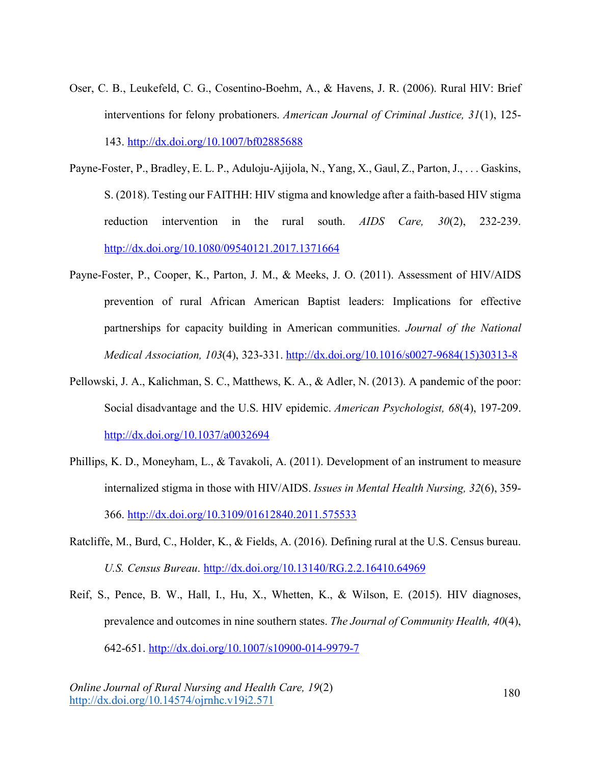Oser, C. B., Leukefeld, C. G., Cosentino-Boehm, A., & Havens, J. R. (2006). Rural HIV: Brief interventions for felony probationers. *American Journal of Criminal Justice, 31*(1), 125-143. http://dx.doi.org/10.1007/bf02885688

Payne-Foster, P., Bradley, E. L. P., Aduloju-Ajijola, N., Yang, X., Gaul, Z., Parton, J., . . . Gaskins, S. (2018). Testing our FAITHH: HIV stigma and knowledge after a faith-based HIV stigma reduction intervention in the rural south. *AIDS Care, 30*(2), 232-239. http://dx.doi.org/10.1080/09540121.2017.1371664

Payne-Foster, P., Cooper, K., Parton, J. M., & Meeks, J. O. (2011). Assessment of HIV/AIDS prevention of rural African American Baptist leaders: Implications for effective partnerships for capacity building in American communities. *Journal of the National Medical Association, 103*(4), 323-331. http://dx.doi.org/10.1016/s0027-9684(15)30313-8

Pellowski, J. A., Kalichman, S. C., Matthews, K. A., & Adler, N. (2013). A pandemic of the poor: Social disadvantage and the U.S. HIV epidemic. *American Psychologist, 68*(4), 197-209. http://dx.doi.org/10.1037/a0032694

Phillips, K. D., Moneyham, L., & Tavakoli, A. (2011). Development of an instrument to measure internalized stigma in those with HIV/AIDS. *Issues in Mental Health Nursing, 32*(6), 359-366. http://dx.doi.org/10.3109/01612840.2011.575533

Ratcliffe, M., Burd, C., Holder, K., & Fields, A. (2016). Defining rural at the U.S. Census bureau. *U.S. Census Bureau*. http://dx.doi.org/10.13140/RG.2.2.16410.64969

Reif, S., Pence, B. W., Hall, I., Hu, X., Whetten, K., & Wilson, E. (2015). HIV diagnoses, prevalence and outcomes in nine southern states. *The Journal of Community Health, 40*(4), 642-651. http://dx.doi.org/10.1007/s10900-014-9979-7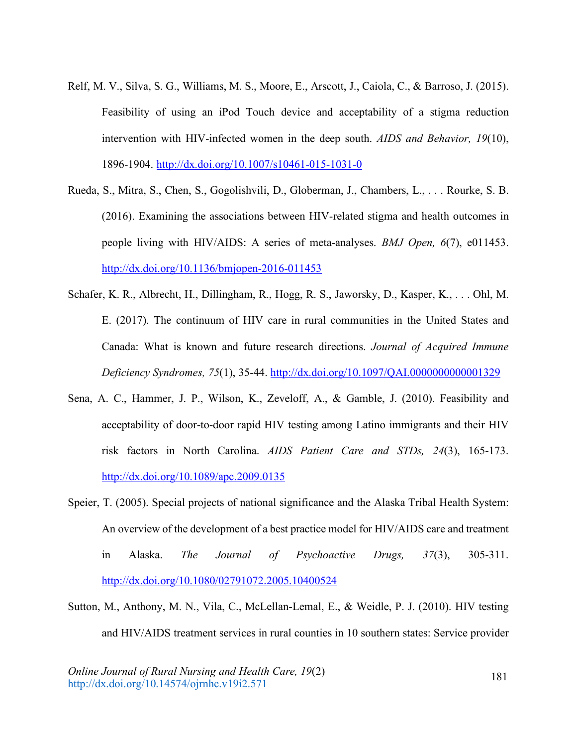Relf, M. V., Silva, S. G., Williams, M. S., Moore, E., Arscott, J., Caiola, C., & Barroso, J. (2015). Feasibility of using an iPod Touch device and acceptability of a stigma reduction intervention with HIV-infected women in the deep south. *AIDS and Behavior, 19*(10), 1896-1904. http://dx.doi.org/10.1007/s10461-015-1031-0

Rueda, S., Mitra, S., Chen, S., Gogolishvili, D., Globerman, J., Chambers, L., . . . Rourke, S. B. (2016). Examining the associations between HIV-related stigma and health outcomes in people living with HIV/AIDS: A series of meta-analyses. *BMJ Open, 6*(7), e011453. http://dx.doi.org/10.1136/bmjopen-2016-011453

Schafer, K. R., Albrecht, H., Dillingham, R., Hogg, R. S., Jaworsky, D., Kasper, K., . . . Ohl, M. E. (2017). The continuum of HIV care in rural communities in the United States and Canada: What is known and future research directions. *Journal of Acquired Immune Deficiency Syndromes, 75*(1), 35-44. http://dx.doi.org/10.1097/QAI.0000000000001329

Sena, A. C., Hammer, J. P., Wilson, K., Zeveloff, A., & Gamble, J. (2010). Feasibility and acceptability of door-to-door rapid HIV testing among Latino immigrants and their HIV risk factors in North Carolina. *AIDS Patient Care and STDs, 24*(3), 165-173. http://dx.doi.org/10.1089/apc.2009.0135

Speier, T. (2005). Special projects of national significance and the Alaska Tribal Health System: An overview of the development of a best practice model for HIV/AIDS care and treatment in Alaska. *The Journal of Psychoactive Drugs, 37*(3), 305-311. http://dx.doi.org/10.1080/02791072.2005.10400524

Sutton, M., Anthony, M. N., Vila, C., McLellan-Lemal, E., & Weidle, P. J. (2010). HIV testing and HIV/AIDS treatment services in rural counties in 10 southern states: Service provider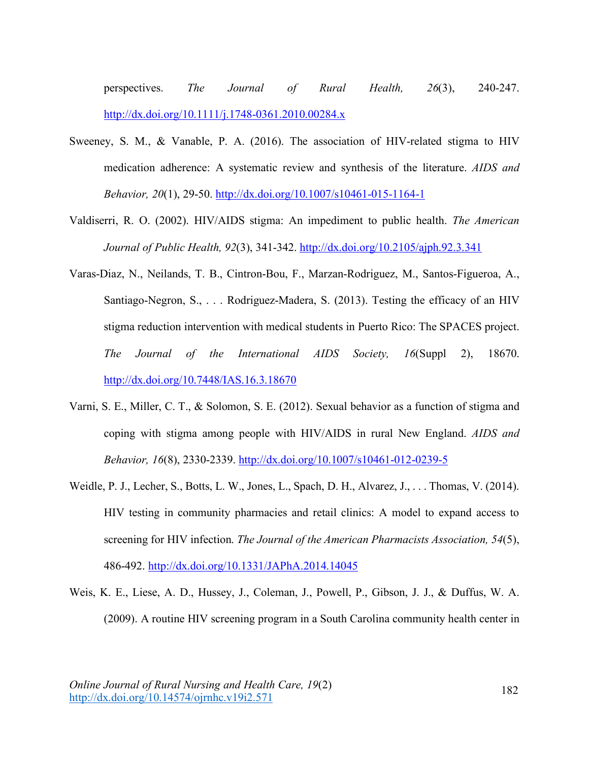perspectives. *The Journal of Rural Health, 26*(3), 240-247. http://dx.doi.org/10.1111/j.1748-0361.2010.00284.x

Sweeney, S. M., & Vanable, P. A. (2016). The association of HIV-related stigma to HIV medication adherence: A systematic review and synthesis of the literature. *AIDS and Behavior, 20*(1), 29-50. http://dx.doi.org/10.1007/s10461-015-1164-1

Valdiserri, R. O. (2002). HIV/AIDS stigma: An impediment to public health. *The American Journal of Public Health, 92*(3), 341-342. http://dx.doi.org/10.2105/ajph.92.3.341

Varas-Diaz, N., Neilands, T. B., Cintron-Bou, F., Marzan-Rodriguez, M., Santos-Figueroa, A., Santiago-Negron, S., . . . Rodriguez-Madera, S. (2013). Testing the efficacy of an HIV stigma reduction intervention with medical students in Puerto Rico: The SPACES project. *The Journal of the International AIDS Society, 16*(Suppl 2), 18670. http://dx.doi.org/10.7448/IAS.16.3.18670

Varni, S. E., Miller, C. T., & Solomon, S. E. (2012). Sexual behavior as a function of stigma and coping with stigma among people with HIV/AIDS in rural New England. *AIDS and Behavior, 16*(8), 2330-2339. http://dx.doi.org/10.1007/s10461-012-0239-5

Weidle, P. J., Lecher, S., Botts, L. W., Jones, L., Spach, D. H., Alvarez, J., . . . Thomas, V. (2014). HIV testing in community pharmacies and retail clinics: A model to expand access to screening for HIV infection. *The Journal of the American Pharmacists Association, 54*(5), 486-492. http://dx.doi.org/10.1331/JAPhA.2014.14045

Weis, K. E., Liese, A. D., Hussey, J., Coleman, J., Powell, P., Gibson, J. J., & Duffus, W. A. (2009). A routine HIV screening program in a South Carolina community health center in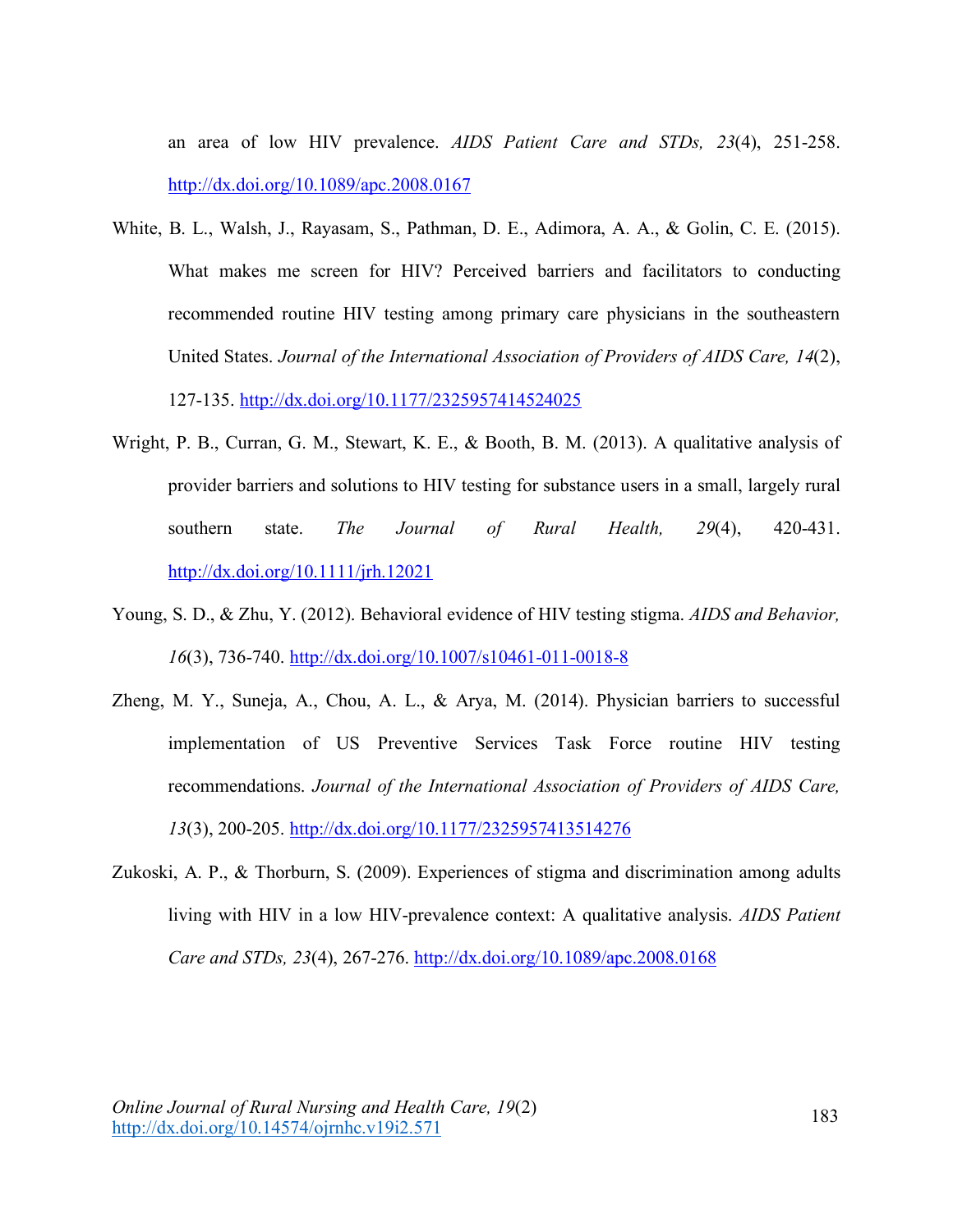an area of low HIV prevalence. *AIDS Patient Care and STDs, 23*(4), 251-258. http://dx.doi.org/10.1089/apc.2008.0167

White, B. L., Walsh, J., Rayasam, S., Pathman, D. E., Adimora, A. A., & Golin, C. E. (2015). What makes me screen for HIV? Perceived barriers and facilitators to conducting recommended routine HIV testing among primary care physicians in the southeastern United States. *Journal of the International Association of Providers of AIDS Care, 14*(2), 127-135. http://dx.doi.org/10.1177/2325957414524025

Wright, P. B., Curran, G. M., Stewart, K. E., & Booth, B. M. (2013). A qualitative analysis of provider barriers and solutions to HIV testing for substance users in a small, largely rural southern state. *The Journal of Rural Health, 29*(4), 420-431. http://dx.doi.org/10.1111/jrh.12021

Young, S. D., & Zhu, Y. (2012). Behavioral evidence of HIV testing stigma. *AIDS and Behavior, 16*(3), 736-740. http://dx.doi.org/10.1007/s10461-011-0018-8

Zheng, M. Y., Suneja, A., Chou, A. L., & Arya, M. (2014). Physician barriers to successful implementation of US Preventive Services Task Force routine HIV testing recommendations. *Journal of the International Association of Providers of AIDS Care, 13*(3), 200-205. http://dx.doi.org/10.1177/2325957413514276

Zukoski, A. P., & Thorburn, S. (2009). Experiences of stigma and discrimination among adults living with HIV in a low HIV-prevalence context: A qualitative analysis. *AIDS Patient Care and STDs, 23*(4), 267-276. http://dx.doi.org/10.1089/apc.2008.0168